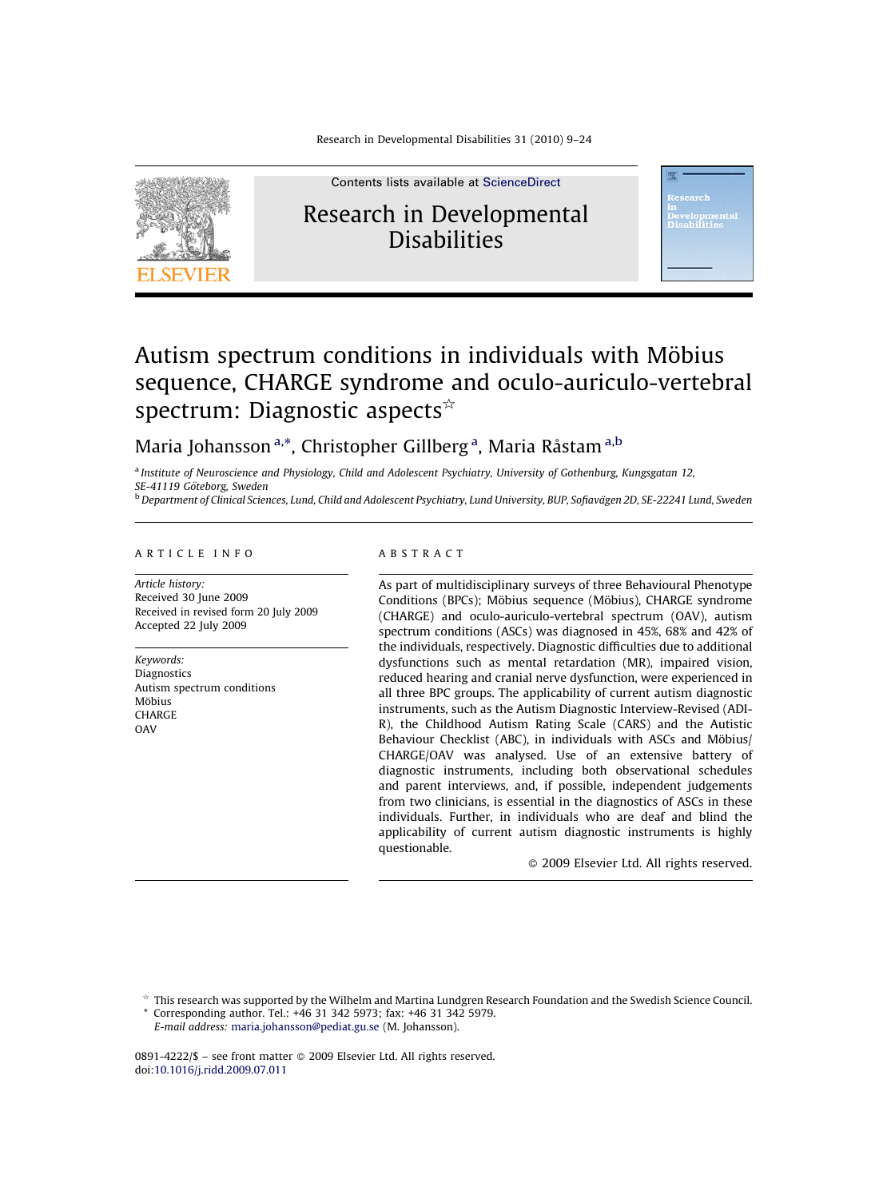# Autism spectrum conditions in individuals with Möbius sequence, CHARGE syndrome and oculo-auriculo-vertebral spectrum: Diagnostic aspects☆

Maria Johansson[a,*], Christopher Gillberg[a], Maria Råstam[a,b]

[a] Institute of Neuroscience and Physiology, Child and Adolescent Psychiatry, University of Gothenburg, Kungsgatan 12, SE-41119 Göteborg, Sweden

[b] Department of Clinical Sciences, Lund, Child and Adolescent Psychiatry, Lund University, BUP, Sofiavägen 2D, SE-22241 Lund, Sweden

## ARTICLE INFO

*Article history:*
Received 30 June 2009
Received in revised form 20 July 2009
Accepted 22 July 2009

*Keywords:*
Diagnostics
Autism spectrum conditions
Möbius
CHARGE
OAV

## ABSTRACT

As part of multidisciplinary surveys of three Behavioural Phenotype Conditions (BPCs); Möbius sequence (Möbius), CHARGE syndrome (CHARGE) and oculo-auriculo-vertebral spectrum (OAV), autism spectrum conditions (ASCs) was diagnosed in 45%, 68% and 42% of the individuals, respectively. Diagnostic difficulties due to additional dysfunctions such as mental retardation (MR), impaired vision, reduced hearing and cranial nerve dysfunction, were experienced in all three BPC groups. The applicability of current autism diagnostic instruments, such as the Autism Diagnostic Interview-Revised (ADI-R), the Childhood Autism Rating Scale (CARS) and the Autistic Behaviour Checklist (ABC), in individuals with ASCs and Möbius/CHARGE/OAV was analysed. Use of an extensive battery of diagnostic instruments, including both observational schedules and parent interviews, and, if possible, independent judgements from two clinicians, is essential in the diagnostics of ASCs in these individuals. Further, in individuals who are deaf and blind the applicability of current autism diagnostic instruments is highly questionable.

© 2009 Elsevier Ltd. All rights reserved.

☆ This research was supported by the Wilhelm and Martina Lundgren Research Foundation and the Swedish Science Council.

\* Corresponding author. Tel.: +46 31 342 5973; fax: +46 31 342 5979.
*E-mail address:* maria.johansson@pediat.gu.se (M. Johansson).

0891-4222/$ – see front matter © 2009 Elsevier Ltd. All rights reserved.
doi:10.1016/j.ridd.2009.07.011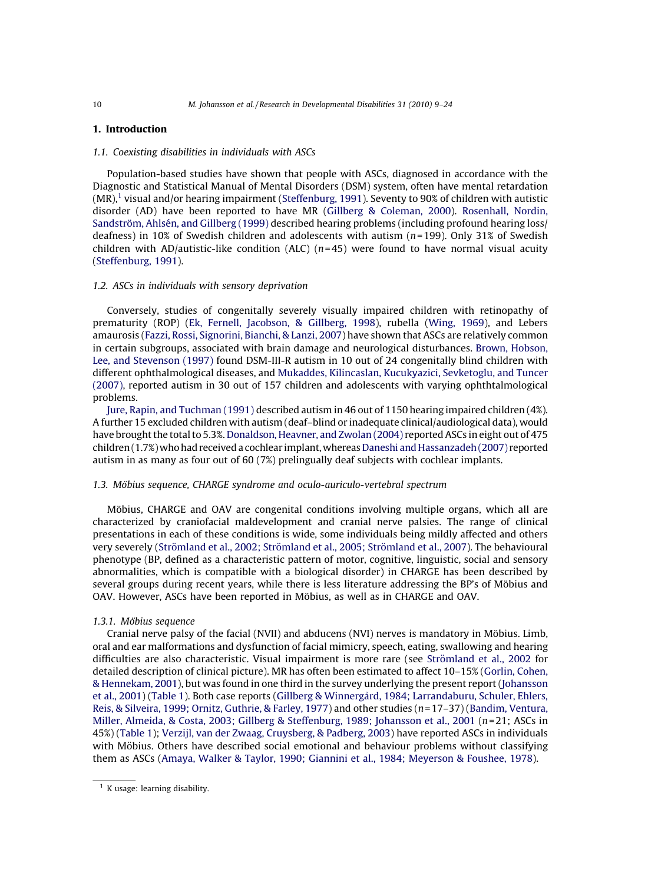## 1. Introduction

### 1.1. Coexisting disabilities in individuals with ASCs

Population-based studies have shown that people with ASCs, diagnosed in accordance with the Diagnostic and Statistical Manual of Mental Disorders (DSM) system, often have mental retardation (MR),[1] visual and/or hearing impairment (Steffenburg, 1991). Seventy to 90% of children with autistic disorder (AD) have been reported to have MR (Gillberg & Coleman, 2000). Rosenhall, Nordin, Sandström, Ahlsén, and Gillberg (1999) described hearing problems (including profound hearing loss/ deafness) in 10% of Swedish children and adolescents with autism ($n$ = 199). Only 31% of Swedish children with AD/autistic-like condition (ALC) ($n$ = 45) were found to have normal visual acuity (Steffenburg, 1991).

### 1.2. ASCs in individuals with sensory deprivation

Conversely, studies of congenitally severely visually impaired children with retinopathy of prematurity (ROP) (Ek, Fernell, Jacobson, & Gillberg, 1998), rubella (Wing, 1969), and Lebers amaurosis (Fazzi, Rossi, Signorini, Bianchi, & Lanzi, 2007) have shown that ASCs are relatively common in certain subgroups, associated with brain damage and neurological disturbances. Brown, Hobson, Lee, and Stevenson (1997) found DSM-III-R autism in 10 out of 24 congenitally blind children with different ophthalmological diseases, and Mukaddes, Kilincaslan, Kucukyazici, Sevketoglu, and Tuncer (2007), reported autism in 30 out of 157 children and adolescents with varying ophthtalmological problems.

Jure, Rapin, and Tuchman (1991) described autism in 46 out of 1150 hearing impaired children (4%). A further 15 excluded children with autism (deaf–blind or inadequate clinical/audiological data), would have brought the total to 5.3%. Donaldson, Heavner, and Zwolan (2004) reported ASCs in eight out of 475 children (1.7%) who had received a cochlear implant, whereas Daneshi and Hassanzadeh (2007) reported autism in as many as four out of 60 (7%) prelingually deaf subjects with cochlear implants.

### 1.3. Möbius sequence, CHARGE syndrome and oculo-auriculo-vertebral spectrum

Möbius, CHARGE and OAV are congenital conditions involving multiple organs, which all are characterized by craniofacial maldevelopment and cranial nerve palsies. The range of clinical presentations in each of these conditions is wide, some individuals being mildly affected and others very severely (Strömland et al., 2002; Strömland et al., 2005; Strömland et al., 2007). The behavioural phenotype (BP, defined as a characteristic pattern of motor, cognitive, linguistic, social and sensory abnormalities, which is compatible with a biological disorder) in CHARGE has been described by several groups during recent years, while there is less literature addressing the BP's of Möbius and OAV. However, ASCs have been reported in Möbius, as well as in CHARGE and OAV.

#### 1.3.1. Möbius sequence

Cranial nerve palsy of the facial (NVII) and abducens (NVI) nerves is mandatory in Möbius. Limb, oral and ear malformations and dysfunction of facial mimicry, speech, eating, swallowing and hearing difficulties are also characteristic. Visual impairment is more rare (see Strömland et al., 2002 for detailed description of clinical picture). MR has often been estimated to affect 10–15% (Gorlin, Cohen, & Hennekam, 2001), but was found in one third in the survey underlying the present report (Johansson et al., 2001) (Table 1). Both case reports (Gillberg & Winnergård, 1984; Larrandaburu, Schuler, Ehlers, Reis, & Silveira, 1999; Ornitz, Guthrie, & Farley, 1977) and other studies ($n$ = 17–37) (Bandim, Ventura, Miller, Almeida, & Costa, 2003; Gillberg & Steffenburg, 1989; Johansson et al., 2001 ($n$ = 21; ASCs in 45%) (Table 1); Verzijl, van der Zwaag, Cruysberg, & Padberg, 2003) have reported ASCs in individuals with Möbius. Others have described social emotional and behaviour problems without classifying them as ASCs (Amaya, Walker & Taylor, 1990; Giannini et al., 1984; Meyerson & Foushee, 1978).

[1] K usage: learning disability.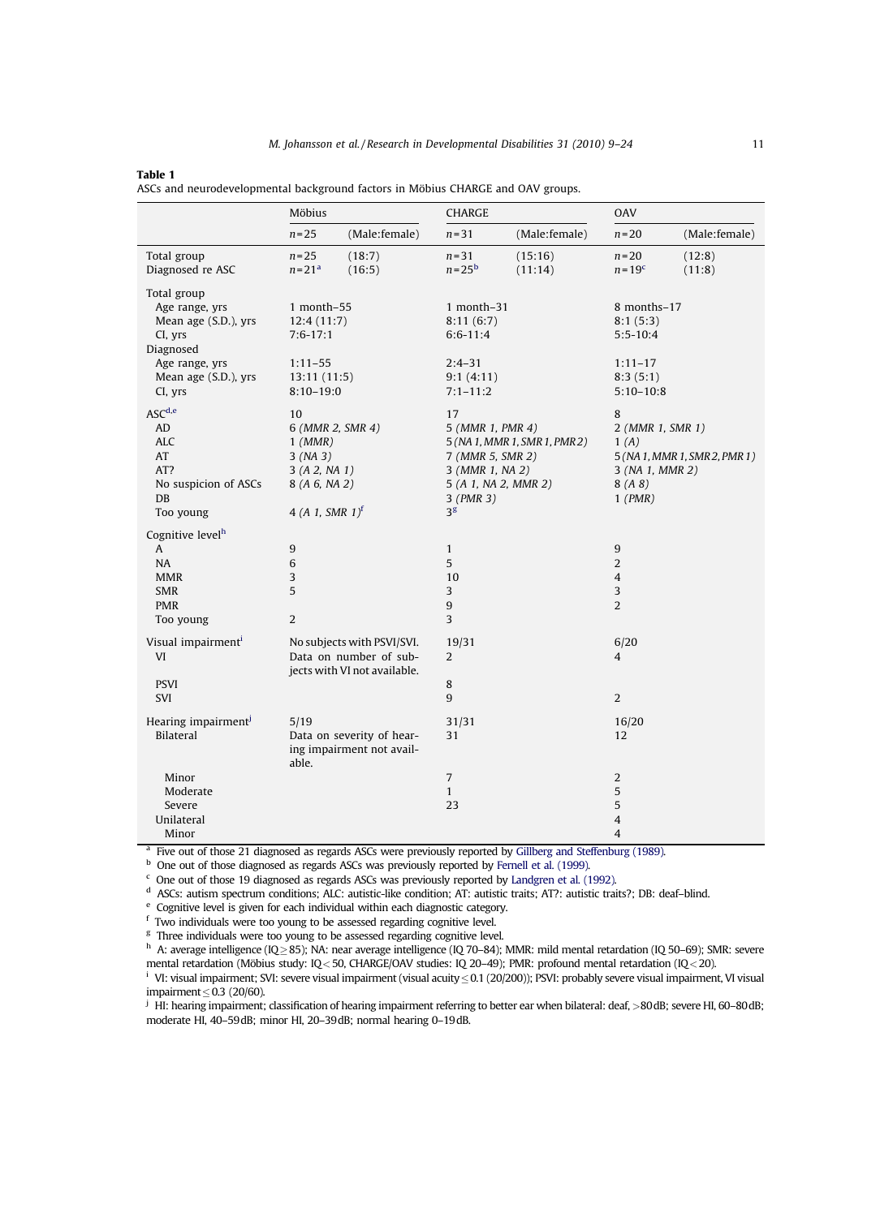**Table 1**
ASCs and neurodevelopmental background factors in Möbius CHARGE and OAV groups.

| | Möbius | | CHARGE | | OAV | |
|---|---|---|---|---|---|---|
| | *n* = 25 | (Male:female) | *n* = 31 | (Male:female) | *n* = 20 | (Male:female) |
| Total group | *n* = 25 | (18:7) | *n* = 31 | (15:16) | *n* = 20 | (12:8) |
| Diagnosed re ASC | *n* = 21[a] | (16:5) | *n* = 25[b] | (11:14) | *n* = 19[c] | (11:8) |
| Total group | | | | | | |
| Age range, yrs | 1 month–55 | | 1 month–31 | | 8 months–17 | |
| Mean age (S.D.), yrs | 12:4 (11:7) | | 8:11 (6:7) | | 8:1 (5:3) | |
| CI, yrs | 7:6-17:1 | | 6:6-11:4 | | 5:5-10:4 | |
| Diagnosed | | | | | | |
| Age range, yrs | 1:11–55 | | 2:4–31 | | 1:11–17 | |
| Mean age (S.D.), yrs | 13:11 (11:5) | | 9:1 (4:11) | | 8:3 (5:1) | |
| CI, yrs | 8:10–19:0 | | 7:1–11:2 | | 5:10–10:8 | |
| ASC[d,e] | 10 | | 17 | | 8 | |
| AD | 6 *(MMR 2, SMR 4)* | | 5 *(MMR 1, PMR 4)* | | 2 *(MMR 1, SMR 1)* | |
| ALC | 1 *(MMR)* | | 5 *(NA 1, MMR 1, SMR 1, PMR 2)* | | 1 *(A)* | |
| AT | 3 *(NA 3)* | | 7 *(MMR 5, SMR 2)* | | 5 *(NA 1, MMR 1, SMR 2, PMR 1)* | |
| AT? | 3 *(A 2, NA 1)* | | 3 *(MMR 1, NA 2)* | | 3 *(NA 1, MMR 2)* | |
| No suspicion of ASCs | 8 *(A 6, NA 2)* | | 5 *(A 1, NA 2, MMR 2)* | | 8 *(A 8)* | |
| DB | | | 3 *(PMR 3)* | | 1 *(PMR)* | |
| Too young | 4 *(A 1, SMR 1)*[f] | | 3[g] | | | |
| Cognitive level[h] | | | | | | |
| A | 9 | | 1 | | 9 | |
| NA | 6 | | 5 | | 2 | |
| MMR | 3 | | 10 | | 4 | |
| SMR | 5 | | 3 | | 3 | |
| PMR | | | 9 | | 2 | |
| Too young | 2 | | 3 | | | |
| Visual impairment[i] | No subjects with PSVI/SVI. | | 19/31 | | 6/20 | |
| VI | Data on number of subjects with VI not available. | | 2 | | 4 | |
| PSVI | | | 8 | | | |
| SVI | | | 9 | | 2 | |
| Hearing impairment[j] | 5/19 | | 31/31 | | 16/20 | |
| Bilateral | Data on severity of hearing impairment not available. | | 31 | | 12 | |
| Minor | | | 7 | | 2 | |
| Moderate | | | 1 | | 5 | |
| Severe | | | 23 | | 5 | |
| Unilateral | | | | | 4 | |
| Minor | | | | | 4 | |

[a] Five out of those 21 diagnosed as regards ASCs were previously reported by Gillberg and Steffenburg (1989).
[b] One out of those diagnosed as regards ASCs was previously reported by Fernell et al. (1999).
[c] One out of those 19 diagnosed as regards ASCs was previously reported by Landgren et al. (1992).
[d] ASCs: autism spectrum conditions; ALC: autistic-like condition; AT: autistic traits; AT?: autistic traits?; DB: deaf–blind.
[e] Cognitive level is given for each individual within each diagnostic category.
[f] Two individuals were too young to be assessed regarding cognitive level.
[g] Three individuals were too young to be assessed regarding cognitive level.
[h] A: average intelligence (IQ ≥ 85); NA: near average intelligence (IQ 70–84); MMR: mild mental retardation (IQ 50–69); SMR: severe mental retardation (Möbius study: IQ < 50, CHARGE/OAV studies: IQ 20–49); PMR: profound mental retardation (IQ < 20).
[i] VI: visual impairment; SVI: severe visual impairment (visual acuity ≤ 0.1 (20/200)); PSVI: probably severe visual impairment, VI visual impairment ≤ 0.3 (20/60).
[j] HI: hearing impairment; classification of hearing impairment referring to better ear when bilateral: deaf, >80 dB; severe HI, 60–80 dB; moderate HI, 40–59 dB; minor HI, 20–39 dB; normal hearing 0–19 dB.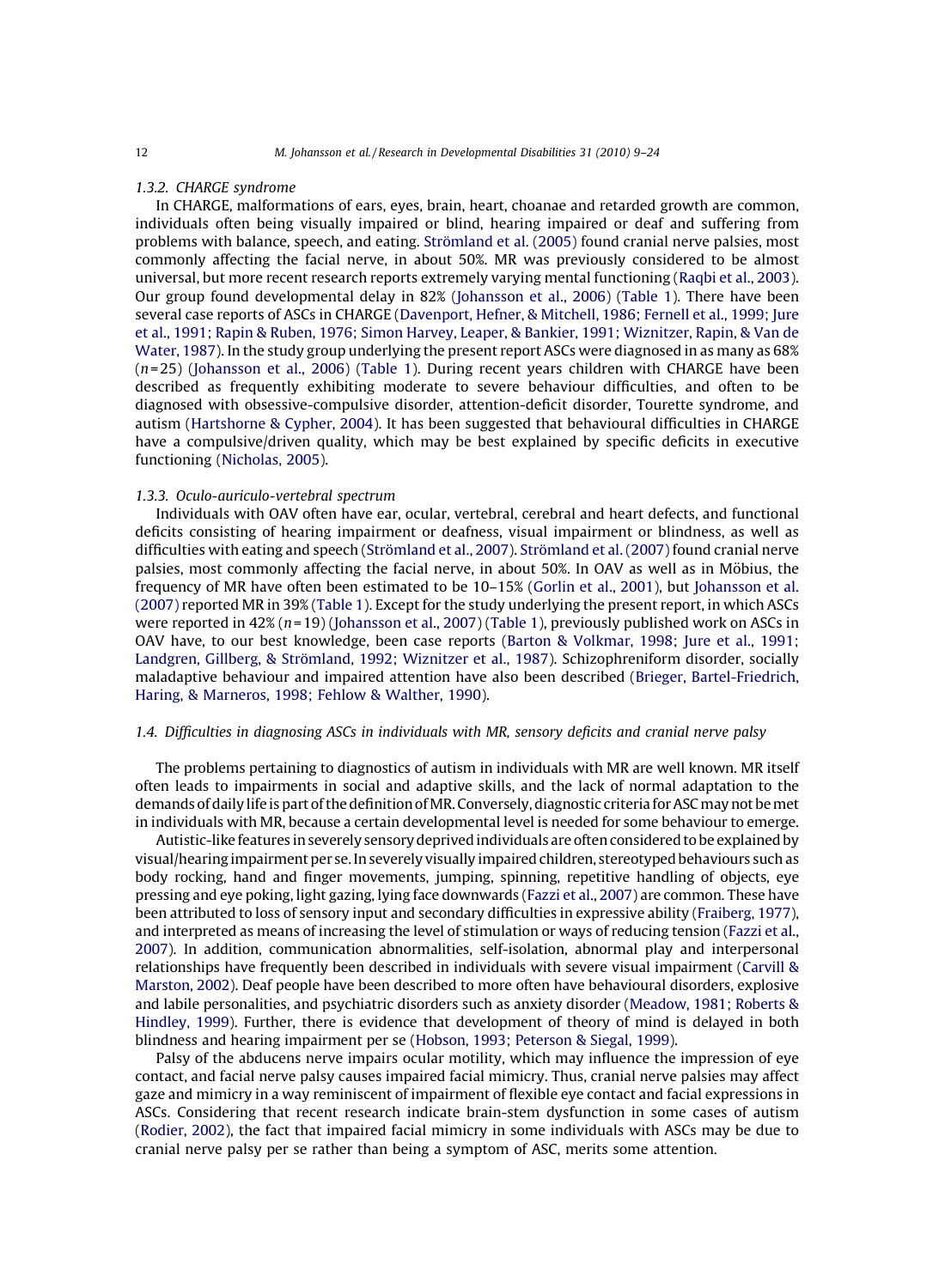#### 1.3.2. CHARGE syndrome

In CHARGE, malformations of ears, eyes, brain, heart, choanae and retarded growth are common, individuals often being visually impaired or blind, hearing impaired or deaf and suffering from problems with balance, speech, and eating. Strömland et al. (2005) found cranial nerve palsies, most commonly affecting the facial nerve, in about 50%. MR was previously considered to be almost universal, but more recent research reports extremely varying mental functioning (Raqbi et al., 2003). Our group found developmental delay in 82% (Johansson et al., 2006) (Table 1). There have been several case reports of ASCs in CHARGE (Davenport, Hefner, & Mitchell, 1986; Fernell et al., 1999; Jure et al., 1991; Rapin & Ruben, 1976; Simon Harvey, Leaper, & Bankier, 1991; Wiznitzer, Rapin, & Van de Water, 1987). In the study group underlying the present report ASCs were diagnosed in as many as 68% ($n$ = 25) (Johansson et al., 2006) (Table 1). During recent years children with CHARGE have been described as frequently exhibiting moderate to severe behaviour difficulties, and often to be diagnosed with obsessive-compulsive disorder, attention-deficit disorder, Tourette syndrome, and autism (Hartshorne & Cypher, 2004). It has been suggested that behavioural difficulties in CHARGE have a compulsive/driven quality, which may be best explained by specific deficits in executive functioning (Nicholas, 2005).

#### 1.3.3. Oculo-auriculo-vertebral spectrum

Individuals with OAV often have ear, ocular, vertebral, cerebral and heart defects, and functional deficits consisting of hearing impairment or deafness, visual impairment or blindness, as well as difficulties with eating and speech (Strömland et al., 2007). Strömland et al. (2007) found cranial nerve palsies, most commonly affecting the facial nerve, in about 50%. In OAV as well as in Möbius, the frequency of MR have often been estimated to be 10–15% (Gorlin et al., 2001), but Johansson et al. (2007) reported MR in 39% (Table 1). Except for the study underlying the present report, in which ASCs were reported in 42% ($n$ = 19) (Johansson et al., 2007) (Table 1), previously published work on ASCs in OAV have, to our best knowledge, been case reports (Barton & Volkmar, 1998; Jure et al., 1991; Landgren, Gillberg, & Strömland, 1992; Wiznitzer et al., 1987). Schizophreniform disorder, socially maladaptive behaviour and impaired attention have also been described (Brieger, Bartel-Friedrich, Haring, & Marneros, 1998; Fehlow & Walther, 1990).

### 1.4. Difficulties in diagnosing ASCs in individuals with MR, sensory deficits and cranial nerve palsy

The problems pertaining to diagnostics of autism in individuals with MR are well known. MR itself often leads to impairments in social and adaptive skills, and the lack of normal adaptation to the demands of daily life is part of the definition of MR. Conversely, diagnostic criteria for ASC may not be met in individuals with MR, because a certain developmental level is needed for some behaviour to emerge.

Autistic-like features in severely sensory deprived individuals are often considered to be explained by visual/hearing impairment per se. In severely visually impaired children, stereotyped behaviours such as body rocking, hand and finger movements, jumping, spinning, repetitive handling of objects, eye pressing and eye poking, light gazing, lying face downwards (Fazzi et al., 2007) are common. These have been attributed to loss of sensory input and secondary difficulties in expressive ability (Fraiberg, 1977), and interpreted as means of increasing the level of stimulation or ways of reducing tension (Fazzi et al., 2007). In addition, communication abnormalities, self-isolation, abnormal play and interpersonal relationships have frequently been described in individuals with severe visual impairment (Carvill & Marston, 2002). Deaf people have been described to more often have behavioural disorders, explosive and labile personalities, and psychiatric disorders such as anxiety disorder (Meadow, 1981; Roberts & Hindley, 1999). Further, there is evidence that development of theory of mind is delayed in both blindness and hearing impairment per se (Hobson, 1993; Peterson & Siegal, 1999).

Palsy of the abducens nerve impairs ocular motility, which may influence the impression of eye contact, and facial nerve palsy causes impaired facial mimicry. Thus, cranial nerve palsies may affect gaze and mimicry in a way reminiscent of impairment of flexible eye contact and facial expressions in ASCs. Considering that recent research indicate brain-stem dysfunction in some cases of autism (Rodier, 2002), the fact that impaired facial mimicry in some individuals with ASCs may be due to cranial nerve palsy per se rather than being a symptom of ASC, merits some attention.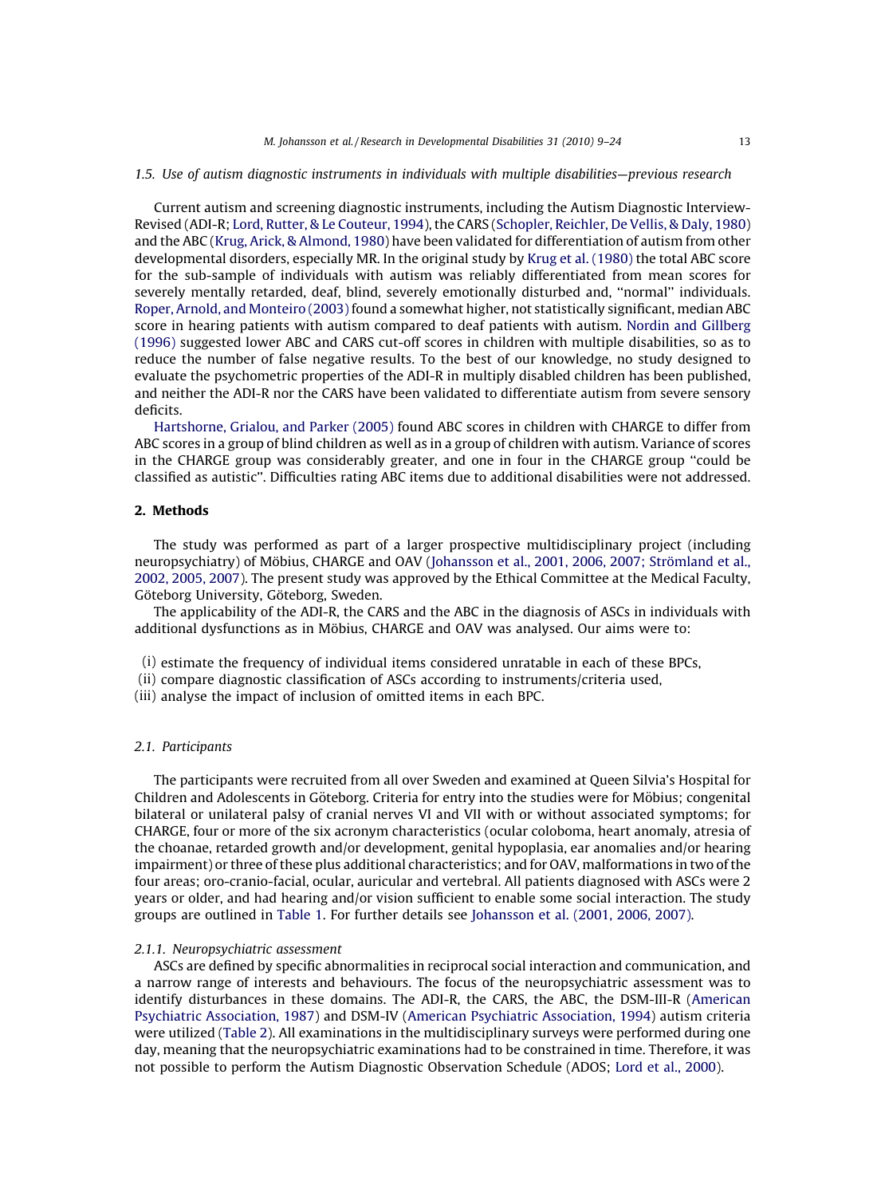### 1.5. Use of autism diagnostic instruments in individuals with multiple disabilities—previous research

Current autism and screening diagnostic instruments, including the Autism Diagnostic Interview-Revised (ADI-R; Lord, Rutter, & Le Couteur, 1994), the CARS (Schopler, Reichler, De Vellis, & Daly, 1980) and the ABC (Krug, Arick, & Almond, 1980) have been validated for differentiation of autism from other developmental disorders, especially MR. In the original study by Krug et al. (1980) the total ABC score for the sub-sample of individuals with autism was reliably differentiated from mean scores for severely mentally retarded, deaf, blind, severely emotionally disturbed and, "normal" individuals. Roper, Arnold, and Monteiro (2003) found a somewhat higher, not statistically significant, median ABC score in hearing patients with autism compared to deaf patients with autism. Nordin and Gillberg (1996) suggested lower ABC and CARS cut-off scores in children with multiple disabilities, so as to reduce the number of false negative results. To the best of our knowledge, no study designed to evaluate the psychometric properties of the ADI-R in multiply disabled children has been published, and neither the ADI-R nor the CARS have been validated to differentiate autism from severe sensory deficits.

Hartshorne, Grialou, and Parker (2005) found ABC scores in children with CHARGE to differ from ABC scores in a group of blind children as well as in a group of children with autism. Variance of scores in the CHARGE group was considerably greater, and one in four in the CHARGE group "could be classified as autistic". Difficulties rating ABC items due to additional disabilities were not addressed.

## 2. Methods

The study was performed as part of a larger prospective multidisciplinary project (including neuropsychiatry) of Möbius, CHARGE and OAV (Johansson et al., 2001, 2006, 2007; Strömland et al., 2002, 2005, 2007). The present study was approved by the Ethical Committee at the Medical Faculty, Göteborg University, Göteborg, Sweden.

The applicability of the ADI-R, the CARS and the ABC in the diagnosis of ASCs in individuals with additional dysfunctions as in Möbius, CHARGE and OAV was analysed. Our aims were to:

(i) estimate the frequency of individual items considered unratable in each of these BPCs,
(ii) compare diagnostic classification of ASCs according to instruments/criteria used,
(iii) analyse the impact of inclusion of omitted items in each BPC.

### 2.1. Participants

The participants were recruited from all over Sweden and examined at Queen Silvia's Hospital for Children and Adolescents in Göteborg. Criteria for entry into the studies were for Möbius; congenital bilateral or unilateral palsy of cranial nerves VI and VII with or without associated symptoms; for CHARGE, four or more of the six acronym characteristics (ocular coloboma, heart anomaly, atresia of the choanae, retarded growth and/or development, genital hypoplasia, ear anomalies and/or hearing impairment) or three of these plus additional characteristics; and for OAV, malformations in two of the four areas; oro-cranio-facial, ocular, auricular and vertebral. All patients diagnosed with ASCs were 2 years or older, and had hearing and/or vision sufficient to enable some social interaction. The study groups are outlined in Table 1. For further details see Johansson et al. (2001, 2006, 2007).

#### 2.1.1. Neuropsychiatric assessment

ASCs are defined by specific abnormalities in reciprocal social interaction and communication, and a narrow range of interests and behaviours. The focus of the neuropsychiatric assessment was to identify disturbances in these domains. The ADI-R, the CARS, the ABC, the DSM-III-R (American Psychiatric Association, 1987) and DSM-IV (American Psychiatric Association, 1994) autism criteria were utilized (Table 2). All examinations in the multidisciplinary surveys were performed during one day, meaning that the neuropsychiatric examinations had to be constrained in time. Therefore, it was not possible to perform the Autism Diagnostic Observation Schedule (ADOS; Lord et al., 2000).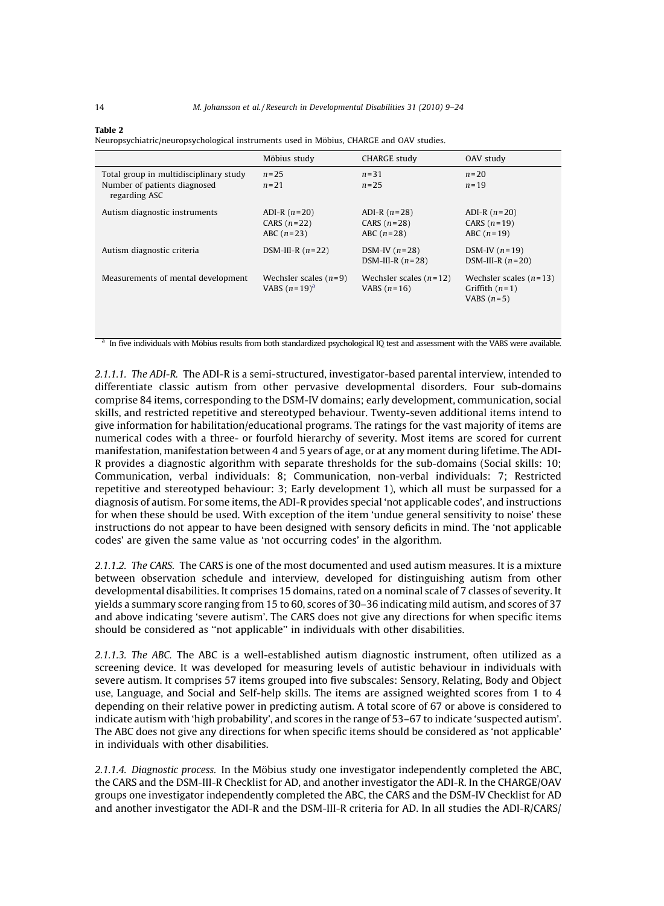**Table 2**
Neuropsychiatric/neuropsychological instruments used in Möbius, CHARGE and OAV studies.

| | Möbius study | CHARGE study | OAV study |
|---|---|---|---|
| Total group in multidisciplinary study | $n=25$ | $n=31$ | $n=20$ |
| Number of patients diagnosed regarding ASC | $n=21$ | $n=25$ | $n=19$ |
| Autism diagnostic instruments | ADI-R ($n=20$)<br>CARS ($n=22$)<br>ABC ($n=23$) | ADI-R ($n=28$)<br>CARS ($n=28$)<br>ABC ($n=28$) | ADI-R ($n=20$)<br>CARS ($n=19$)<br>ABC ($n=19$) |
| Autism diagnostic criteria | DSM-III-R ($n=22$) | DSM-IV ($n=28$)<br>DSM-III-R ($n=28$) | DSM-IV ($n=19$)<br>DSM-III-R ($n=20$) |
| Measurements of mental development | Wechsler scales ($n=9$)<br>VABS ($n=19$)[a] | Wechsler scales ($n=12$)<br>VABS ($n=16$) | Wechsler scales ($n=13$)<br>Griffith ($n=1$)<br>VABS ($n=5$) |

[a] In five individuals with Möbius results from both standardized psychological IQ test and assessment with the VABS were available.

*2.1.1.1. The ADI-R.* The ADI-R is a semi-structured, investigator-based parental interview, intended to differentiate classic autism from other pervasive developmental disorders. Four sub-domains comprise 84 items, corresponding to the DSM-IV domains; early development, communication, social skills, and restricted repetitive and stereotyped behaviour. Twenty-seven additional items intend to give information for habilitation/educational programs. The ratings for the vast majority of items are numerical codes with a three- or fourfold hierarchy of severity. Most items are scored for current manifestation, manifestation between 4 and 5 years of age, or at any moment during lifetime. The ADI-R provides a diagnostic algorithm with separate thresholds for the sub-domains (Social skills: 10; Communication, verbal individuals: 8; Communication, non-verbal individuals: 7; Restricted repetitive and stereotyped behaviour: 3; Early development 1), which all must be surpassed for a diagnosis of autism. For some items, the ADI-R provides special 'not applicable codes', and instructions for when these should be used. With exception of the item 'undue general sensitivity to noise' these instructions do not appear to have been designed with sensory deficits in mind. The 'not applicable codes' are given the same value as 'not occurring codes' in the algorithm.

*2.1.1.2. The CARS.* The CARS is one of the most documented and used autism measures. It is a mixture between observation schedule and interview, developed for distinguishing autism from other developmental disabilities. It comprises 15 domains, rated on a nominal scale of 7 classes of severity. It yields a summary score ranging from 15 to 60, scores of 30–36 indicating mild autism, and scores of 37 and above indicating 'severe autism'. The CARS does not give any directions for when specific items should be considered as "not applicable" in individuals with other disabilities.

*2.1.1.3. The ABC.* The ABC is a well-established autism diagnostic instrument, often utilized as a screening device. It was developed for measuring levels of autistic behaviour in individuals with severe autism. It comprises 57 items grouped into five subscales: Sensory, Relating, Body and Object use, Language, and Social and Self-help skills. The items are assigned weighted scores from 1 to 4 depending on their relative power in predicting autism. A total score of 67 or above is considered to indicate autism with 'high probability', and scores in the range of 53–67 to indicate 'suspected autism'. The ABC does not give any directions for when specific items should be considered as 'not applicable' in individuals with other disabilities.

*2.1.1.4. Diagnostic process.* In the Möbius study one investigator independently completed the ABC, the CARS and the DSM-III-R Checklist for AD, and another investigator the ADI-R. In the CHARGE/OAV groups one investigator independently completed the ABC, the CARS and the DSM-IV Checklist for AD and another investigator the ADI-R and the DSM-III-R criteria for AD. In all studies the ADI-R/CARS/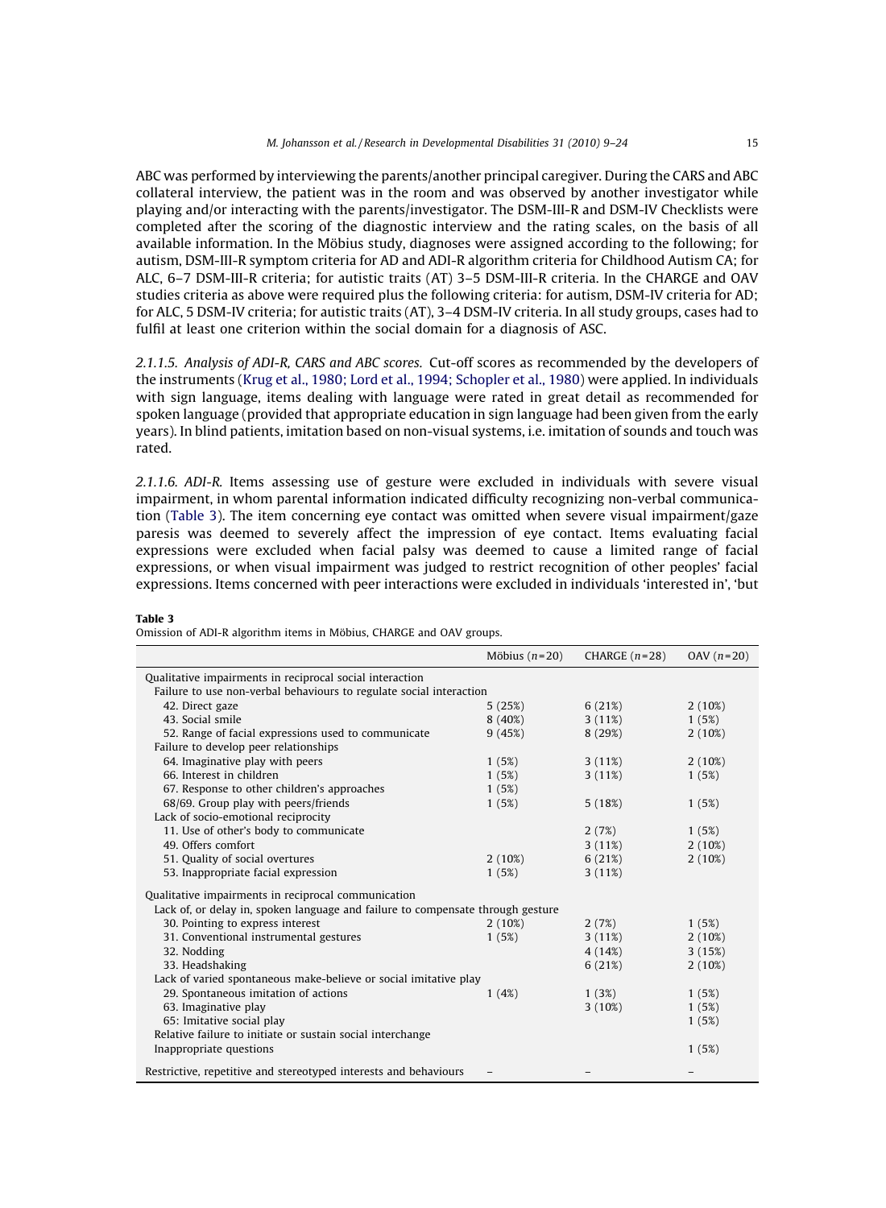ABC was performed by interviewing the parents/another principal caregiver. During the CARS and ABC collateral interview, the patient was in the room and was observed by another investigator while playing and/or interacting with the parents/investigator. The DSM-III-R and DSM-IV Checklists were completed after the scoring of the diagnostic interview and the rating scales, on the basis of all available information. In the Möbius study, diagnoses were assigned according to the following; for autism, DSM-III-R symptom criteria for AD and ADI-R algorithm criteria for Childhood Autism CA; for ALC, 6–7 DSM-III-R criteria; for autistic traits (AT) 3–5 DSM-III-R criteria. In the CHARGE and OAV studies criteria as above were required plus the following criteria: for autism, DSM-IV criteria for AD; for ALC, 5 DSM-IV criteria; for autistic traits (AT), 3–4 DSM-IV criteria. In all study groups, cases had to fulfil at least one criterion within the social domain for a diagnosis of ASC.

*2.1.1.5. Analysis of ADI-R, CARS and ABC scores.* Cut-off scores as recommended by the developers of the instruments (Krug et al., 1980; Lord et al., 1994; Schopler et al., 1980) were applied. In individuals with sign language, items dealing with language were rated in great detail as recommended for spoken language (provided that appropriate education in sign language had been given from the early years). In blind patients, imitation based on non-visual systems, i.e. imitation of sounds and touch was rated.

*2.1.1.6. ADI-R.* Items assessing use of gesture were excluded in individuals with severe visual impairment, in whom parental information indicated difficulty recognizing non-verbal communication (Table 3). The item concerning eye contact was omitted when severe visual impairment/gaze paresis was deemed to severely affect the impression of eye contact. Items evaluating facial expressions were excluded when facial palsy was deemed to cause a limited range of facial expressions, or when visual impairment was judged to restrict recognition of other peoples' facial expressions. Items concerned with peer interactions were excluded in individuals 'interested in', 'but

**Table 3**

Omission of ADI-R algorithm items in Möbius, CHARGE and OAV groups.

| | Möbius ($n$ = 20) | CHARGE ($n$ = 28) | OAV ($n$ = 20) |
|---|---|---|---|
| Qualitative impairments in reciprocal social interaction | | | |
| Failure to use non-verbal behaviours to regulate social interaction | | | |
| 42. Direct gaze | 5 (25%) | 6 (21%) | 2 (10%) |
| 43. Social smile | 8 (40%) | 3 (11%) | 1 (5%) |
| 52. Range of facial expressions used to communicate | 9 (45%) | 8 (29%) | 2 (10%) |
| Failure to develop peer relationships | | | |
| 64. Imaginative play with peers | 1 (5%) | 3 (11%) | 2 (10%) |
| 66. Interest in children | 1 (5%) | 3 (11%) | 1 (5%) |
| 67. Response to other children's approaches | 1 (5%) | | |
| 68/69. Group play with peers/friends | 1 (5%) | 5 (18%) | 1 (5%) |
| Lack of socio-emotional reciprocity | | | |
| 11. Use of other's body to communicate | | 2 (7%) | 1 (5%) |
| 49. Offers comfort | | 3 (11%) | 2 (10%) |
| 51. Quality of social overtures | 2 (10%) | 6 (21%) | 2 (10%) |
| 53. Inappropriate facial expression | 1 (5%) | 3 (11%) | |
| Qualitative impairments in reciprocal communication | | | |
| Lack of, or delay in, spoken language and failure to compensate through gesture | | | |
| 30. Pointing to express interest | 2 (10%) | 2 (7%) | 1 (5%) |
| 31. Conventional instrumental gestures | 1 (5%) | 3 (11%) | 2 (10%) |
| 32. Nodding | | 4 (14%) | 3 (15%) |
| 33. Headshaking | | 6 (21%) | 2 (10%) |
| Lack of varied spontaneous make-believe or social imitative play | | | |
| 29. Spontaneous imitation of actions | 1 (4%) | 1 (3%) | 1 (5%) |
| 63. Imaginative play | | 3 (10%) | 1 (5%) |
| 65: Imitative social play | | | 1 (5%) |
| Relative failure to initiate or sustain social interchange | | | |
| Inappropriate questions | | | 1 (5%) |
| Restrictive, repetitive and stereotyped interests and behaviours | – | – | – |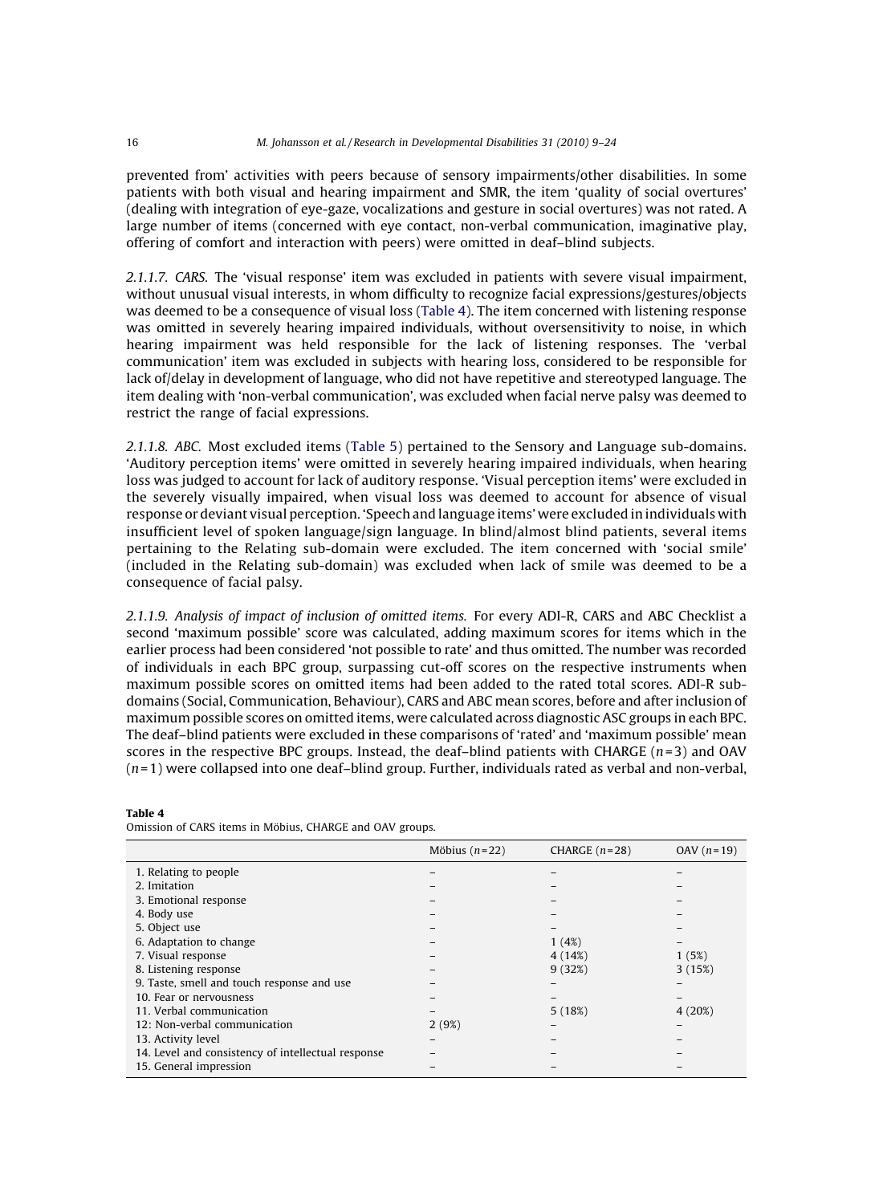prevented from' activities with peers because of sensory impairments/other disabilities. In some patients with both visual and hearing impairment and SMR, the item 'quality of social overtures' (dealing with integration of eye-gaze, vocalizations and gesture in social overtures) was not rated. A large number of items (concerned with eye contact, non-verbal communication, imaginative play, offering of comfort and interaction with peers) were omitted in deaf–blind subjects.

*2.1.1.7. CARS.* The 'visual response' item was excluded in patients with severe visual impairment, without unusual visual interests, in whom difficulty to recognize facial expressions/gestures/objects was deemed to be a consequence of visual loss (Table 4). The item concerned with listening response was omitted in severely hearing impaired individuals, without oversensitivity to noise, in which hearing impairment was held responsible for the lack of listening responses. The 'verbal communication' item was excluded in subjects with hearing loss, considered to be responsible for lack of/delay in development of language, who did not have repetitive and stereotyped language. The item dealing with 'non-verbal communication', was excluded when facial nerve palsy was deemed to restrict the range of facial expressions.

*2.1.1.8. ABC.* Most excluded items (Table 5) pertained to the Sensory and Language sub-domains. 'Auditory perception items' were omitted in severely hearing impaired individuals, when hearing loss was judged to account for lack of auditory response. 'Visual perception items' were excluded in the severely visually impaired, when visual loss was deemed to account for absence of visual response or deviant visual perception. 'Speech and language items' were excluded in individuals with insufficient level of spoken language/sign language. In blind/almost blind patients, several items pertaining to the Relating sub-domain were excluded. The item concerned with 'social smile' (included in the Relating sub-domain) was excluded when lack of smile was deemed to be a consequence of facial palsy.

*2.1.1.9. Analysis of impact of inclusion of omitted items.* For every ADI-R, CARS and ABC Checklist a second 'maximum possible' score was calculated, adding maximum scores for items which in the earlier process had been considered 'not possible to rate' and thus omitted. The number was recorded of individuals in each BPC group, surpassing cut-off scores on the respective instruments when maximum possible scores on omitted items had been added to the rated total scores. ADI-R sub-domains (Social, Communication, Behaviour), CARS and ABC mean scores, before and after inclusion of maximum possible scores on omitted items, were calculated across diagnostic ASC groups in each BPC. The deaf–blind patients were excluded in these comparisons of 'rated' and 'maximum possible' mean scores in the respective BPC groups. Instead, the deaf–blind patients with CHARGE ($n$ = 3) and OAV ($n$ = 1) were collapsed into one deaf–blind group. Further, individuals rated as verbal and non-verbal,

**Table 4**
Omission of CARS items in Möbius, CHARGE and OAV groups.

| | Möbius ($n$ = 22) | CHARGE ($n$ = 28) | OAV ($n$ = 19) |
|---|---|---|---|
| 1. Relating to people | – | – | – |
| 2. Imitation | – | – | – |
| 3. Emotional response | – | – | – |
| 4. Body use | – | – | – |
| 5. Object use | – | – | – |
| 6. Adaptation to change | – | 1 (4%) | – |
| 7. Visual response | – | 4 (14%) | 1 (5%) |
| 8. Listening response | – | 9 (32%) | 3 (15%) |
| 9. Taste, smell and touch response and use | – | – | – |
| 10. Fear or nervousness | – | – | – |
| 11. Verbal communication | – | 5 (18%) | 4 (20%) |
| 12: Non-verbal communication | 2 (9%) | – | – |
| 13. Activity level | – | – | – |
| 14. Level and consistency of intellectual response | – | – | – |
| 15. General impression | – | – | – |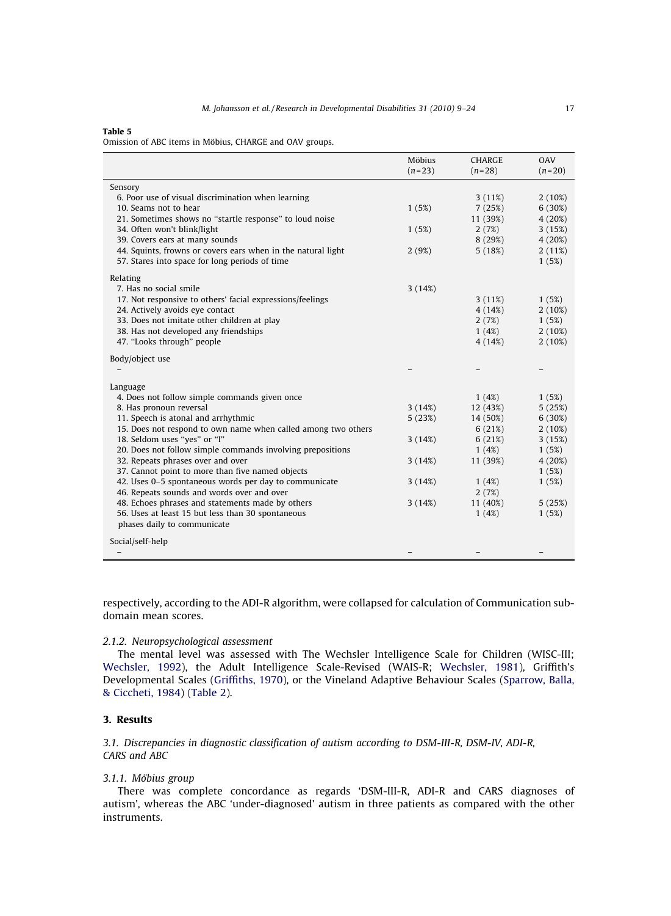**Table 5**
Omission of ABC items in Möbius, CHARGE and OAV groups.

| | Möbius (n=23) | CHARGE (n=28) | OAV (n=20) |
|---|---|---|---|
| Sensory | | | |
| 6. Poor use of visual discrimination when learning | | 3 (11%) | 2 (10%) |
| 10. Seams not to hear | 1 (5%) | 7 (25%) | 6 (30%) |
| 21. Sometimes shows no "startle response" to loud noise | | 11 (39%) | 4 (20%) |
| 34. Often won't blink/light | 1 (5%) | 2 (7%) | 3 (15%) |
| 39. Covers ears at many sounds | | 8 (29%) | 4 (20%) |
| 44. Squints, frowns or covers ears when in the natural light | 2 (9%) | 5 (18%) | 2 (11%) |
| 57. Stares into space for long periods of time | | | 1 (5%) |
| Relating | | | |
| 7. Has no social smile | 3 (14%) | | |
| 17. Not responsive to others' facial expressions/feelings | | 3 (11%) | 1 (5%) |
| 24. Actively avoids eye contact | | 4 (14%) | 2 (10%) |
| 33. Does not imitate other children at play | | 2 (7%) | 1 (5%) |
| 38. Has not developed any friendships | | 1 (4%) | 2 (10%) |
| 47. "Looks through" people | | 4 (14%) | 2 (10%) |
| Body/object use | | | |
| – | – | – | – |
| Language | | | |
| 4. Does not follow simple commands given once | | 1 (4%) | 1 (5%) |
| 8. Has pronoun reversal | 3 (14%) | 12 (43%) | 5 (25%) |
| 11. Speech is atonal and arrhythmic | 5 (23%) | 14 (50%) | 6 (30%) |
| 15. Does not respond to own name when called among two others | | 6 (21%) | 2 (10%) |
| 18. Seldom uses "yes" or "I" | 3 (14%) | 6 (21%) | 3 (15%) |
| 20. Does not follow simple commands involving prepositions | | 1 (4%) | 1 (5%) |
| 32. Repeats phrases over and over | 3 (14%) | 11 (39%) | 4 (20%) |
| 37. Cannot point to more than five named objects | | | 1 (5%) |
| 42. Uses 0–5 spontaneous words per day to communicate | 3 (14%) | 1 (4%) | 1 (5%) |
| 46. Repeats sounds and words over and over | | 2 (7%) | |
| 48. Echoes phrases and statements made by others | 3 (14%) | 11 (40%) | 5 (25%) |
| 56. Uses at least 15 but less than 30 spontaneous phases daily to communicate | | 1 (4%) | 1 (5%) |
| Social/self-help | | | |
| – | – | – | – |

respectively, according to the ADI-R algorithm, were collapsed for calculation of Communication sub-domain mean scores.

#### *2.1.2. Neuropsychological assessment*

The mental level was assessed with The Wechsler Intelligence Scale for Children (WISC-III; Wechsler, 1992), the Adult Intelligence Scale-Revised (WAIS-R; Wechsler, 1981), Griffith's Developmental Scales (Griffiths, 1970), or the Vineland Adaptive Behaviour Scales (Sparrow, Balla, & Ciccheti, 1984) (Table 2).

## 3. Results

### *3.1. Discrepancies in diagnostic classification of autism according to DSM-III-R, DSM-IV, ADI-R, CARS and ABC*

#### *3.1.1. Möbius group*

There was complete concordance as regards 'DSM-III-R, ADI-R and CARS diagnoses of autism', whereas the ABC 'under-diagnosed' autism in three patients as compared with the other instruments.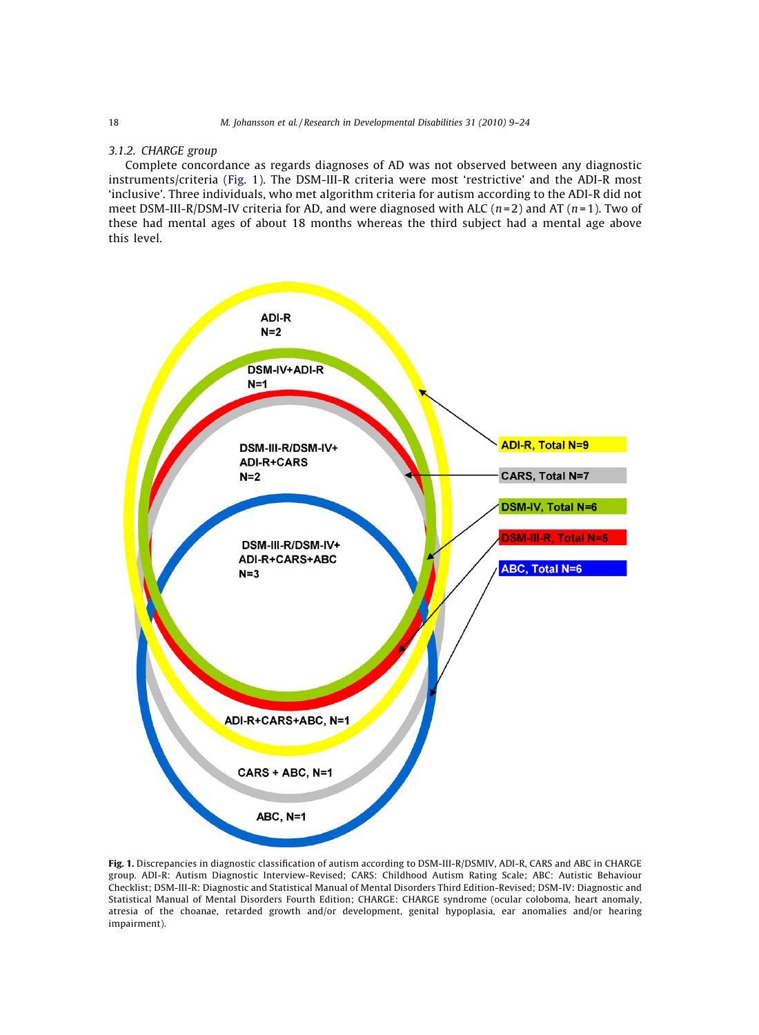### 3.1.2. CHARGE group

Complete concordance as regards diagnoses of AD was not observed between any diagnostic instruments/criteria (Fig. 1). The DSM-III-R criteria were most 'restrictive' and the ADI-R most 'inclusive'. Three individuals, who met algorithm criteria for autism according to the ADI-R did not meet DSM-III-R/DSM-IV criteria for AD, and were diagnosed with ALC ($n = 2$) and AT ($n = 1$). Two of these had mental ages of about 18 months whereas the third subject had a mental age above this level.

ADI-R
N=2

DSM-IV+ADI-R
N=1

DSM-III-R/DSM-IV+
ADI-R+CARS
N=2

DSM-III-R/DSM-IV+
ADI-R+CARS+ABC
N=3

ADI-R+CARS+ABC, N=1

CARS + ABC, N=1

ABC, N=1

ADI-R, Total N=9

CARS, Total N=7

DSM-IV, Total N=6

DSM-III-R, Total N=5

ABC, Total N=6

**Fig. 1.** Discrepancies in diagnostic classification of autism according to DSM-III-R/DSMIV, ADI-R, CARS and ABC in CHARGE group. ADI-R: Autism Diagnostic Interview-Revised; CARS: Childhood Autism Rating Scale; ABC: Autistic Behaviour Checklist; DSM-III-R: Diagnostic and Statistical Manual of Mental Disorders Third Edition-Revised; DSM-IV: Diagnostic and Statistical Manual of Mental Disorders Fourth Edition; CHARGE: CHARGE syndrome (ocular coloboma, heart anomaly, atresia of the choanae, retarded growth and/or development, genital hypoplasia, ear anomalies and/or hearing impairment).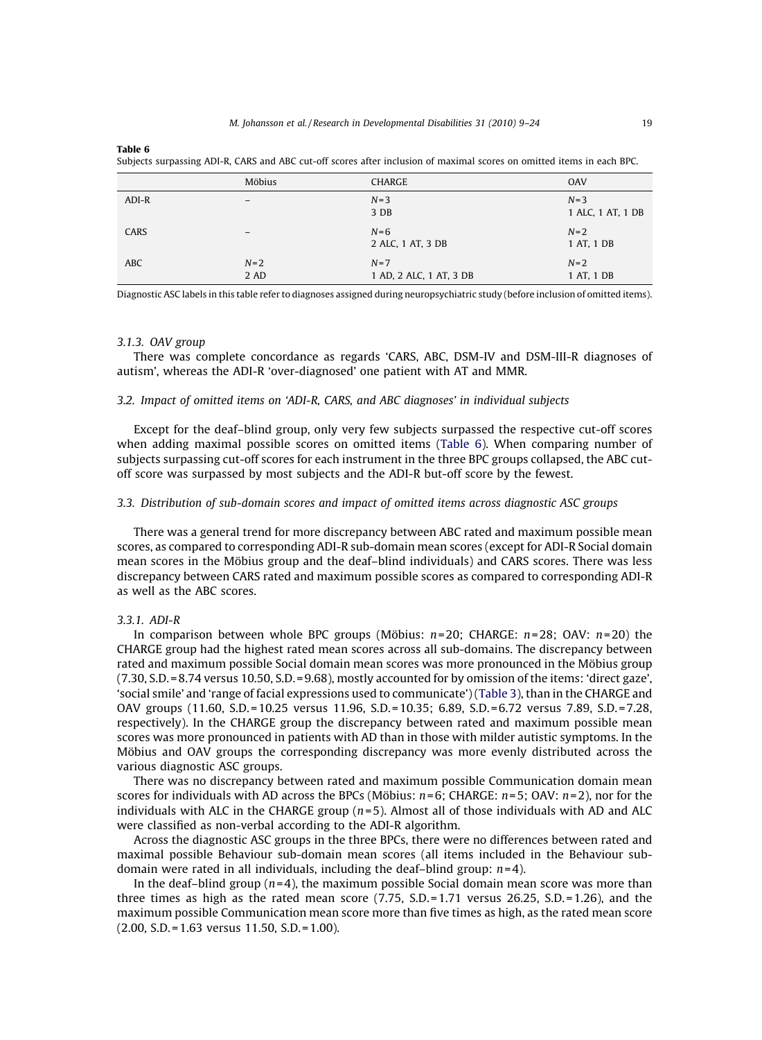**Table 6**
Subjects surpassing ADI-R, CARS and ABC cut-off scores after inclusion of maximal scores on omitted items in each BPC.

| | Möbius | CHARGE | OAV |
|---|---|---|---|
| ADI-R | – | N=3<br>3 DB | N=3<br>1 ALC, 1 AT, 1 DB |
| CARS | – | N=6<br>2 ALC, 1 AT, 3 DB | N=2<br>1 AT, 1 DB |
| ABC | N=2<br>2 AD | N=7<br>1 AD, 2 ALC, 1 AT, 3 DB | N=2<br>1 AT, 1 DB |

Diagnostic ASC labels in this table refer to diagnoses assigned during neuropsychiatric study (before inclusion of omitted items).

#### 3.1.3. OAV group

There was complete concordance as regards 'CARS, ABC, DSM-IV and DSM-III-R diagnoses of autism', whereas the ADI-R 'over-diagnosed' one patient with AT and MMR.

### 3.2. Impact of omitted items on 'ADI-R, CARS, and ABC diagnoses' in individual subjects

Except for the deaf–blind group, only very few subjects surpassed the respective cut-off scores when adding maximal possible scores on omitted items (Table 6). When comparing number of subjects surpassing cut-off scores for each instrument in the three BPC groups collapsed, the ABC cut-off score was surpassed by most subjects and the ADI-R but-off score by the fewest.

### 3.3. Distribution of sub-domain scores and impact of omitted items across diagnostic ASC groups

There was a general trend for more discrepancy between ABC rated and maximum possible mean scores, as compared to corresponding ADI-R sub-domain mean scores (except for ADI-R Social domain mean scores in the Möbius group and the deaf–blind individuals) and CARS scores. There was less discrepancy between CARS rated and maximum possible scores as compared to corresponding ADI-R as well as the ABC scores.

#### 3.3.1. ADI-R

In comparison between whole BPC groups (Möbius: $n=20$; CHARGE: $n=28$; OAV: $n=20$) the CHARGE group had the highest rated mean scores across all sub-domains. The discrepancy between rated and maximum possible Social domain mean scores was more pronounced in the Möbius group (7.30, S.D. = 8.74 versus 10.50, S.D. = 9.68), mostly accounted for by omission of the items: 'direct gaze', 'social smile' and 'range of facial expressions used to communicate') (Table 3), than in the CHARGE and OAV groups (11.60, S.D. = 10.25 versus 11.96, S.D. = 10.35; 6.89, S.D. = 6.72 versus 7.89, S.D. = 7.28, respectively). In the CHARGE group the discrepancy between rated and maximum possible mean scores was more pronounced in patients with AD than in those with milder autistic symptoms. In the Möbius and OAV groups the corresponding discrepancy was more evenly distributed across the various diagnostic ASC groups.

There was no discrepancy between rated and maximum possible Communication domain mean scores for individuals with AD across the BPCs (Möbius: $n=6$; CHARGE: $n=5$; OAV: $n=2$), nor for the individuals with ALC in the CHARGE group ($n=5$). Almost all of those individuals with AD and ALC were classified as non-verbal according to the ADI-R algorithm.

Across the diagnostic ASC groups in the three BPCs, there were no differences between rated and maximal possible Behaviour sub-domain mean scores (all items included in the Behaviour sub-domain were rated in all individuals, including the deaf–blind group: $n=4$).

In the deaf–blind group ($n=4$), the maximum possible Social domain mean score was more than three times as high as the rated mean score (7.75, S.D. = 1.71 versus 26.25, S.D. = 1.26), and the maximum possible Communication mean score more than five times as high, as the rated mean score (2.00, S.D. = 1.63 versus 11.50, S.D. = 1.00).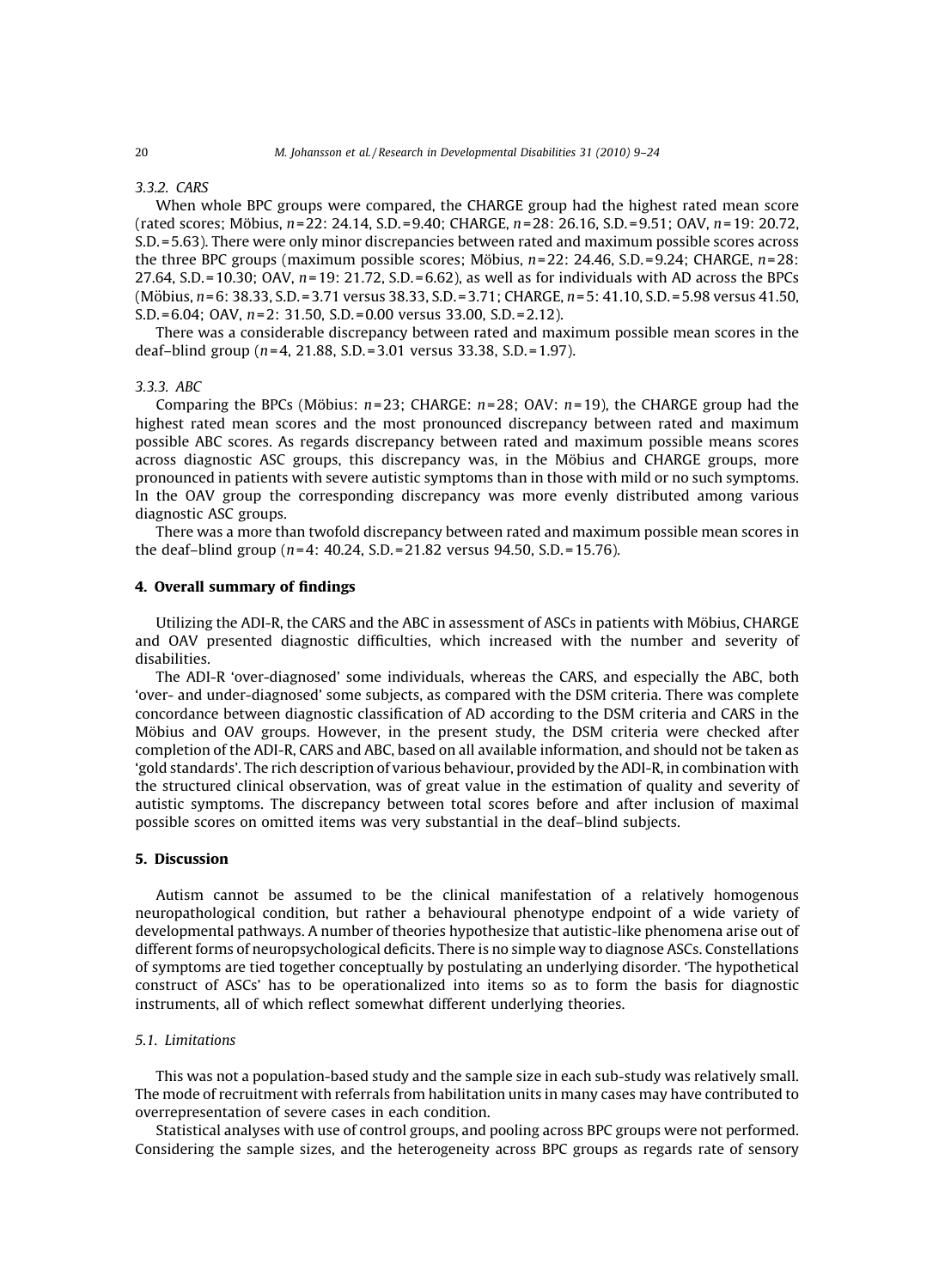#### 3.3.2. CARS

When whole BPC groups were compared, the CHARGE group had the highest rated mean score (rated scores; Möbius, $n = 22$: 24.14, S.D. = 9.40; CHARGE, $n = 28$: 26.16, S.D. = 9.51; OAV, $n = 19$: 20.72, S.D. = 5.63). There were only minor discrepancies between rated and maximum possible scores across the three BPC groups (maximum possible scores; Möbius, $n = 22$: 24.46, S.D. = 9.24; CHARGE, $n = 28$: 27.64, S.D. = 10.30; OAV, $n = 19$: 21.72, S.D. = 6.62), as well as for individuals with AD across the BPCs (Möbius, $n = 6$: 38.33, S.D. = 3.71 versus 38.33, S.D. = 3.71; CHARGE, $n = 5$: 41.10, S.D. = 5.98 versus 41.50, S.D. = 6.04; OAV, $n = 2$: 31.50, S.D. = 0.00 versus 33.00, S.D. = 2.12).

There was a considerable discrepancy between rated and maximum possible mean scores in the deaf–blind group ($n = 4$, 21.88, S.D. = 3.01 versus 33.38, S.D. = 1.97).

#### 3.3.3. ABC

Comparing the BPCs (Möbius: $n = 23$; CHARGE: $n = 28$; OAV: $n = 19$), the CHARGE group had the highest rated mean scores and the most pronounced discrepancy between rated and maximum possible ABC scores. As regards discrepancy between rated and maximum possible means scores across diagnostic ASC groups, this discrepancy was, in the Möbius and CHARGE groups, more pronounced in patients with severe autistic symptoms than in those with mild or no such symptoms. In the OAV group the corresponding discrepancy was more evenly distributed among various diagnostic ASC groups.

There was a more than twofold discrepancy between rated and maximum possible mean scores in the deaf–blind group ($n = 4$: 40.24, S.D. = 21.82 versus 94.50, S.D. = 15.76).

## 4. Overall summary of findings

Utilizing the ADI-R, the CARS and the ABC in assessment of ASCs in patients with Möbius, CHARGE and OAV presented diagnostic difficulties, which increased with the number and severity of disabilities.

The ADI-R 'over-diagnosed' some individuals, whereas the CARS, and especially the ABC, both 'over- and under-diagnosed' some subjects, as compared with the DSM criteria. There was complete concordance between diagnostic classification of AD according to the DSM criteria and CARS in the Möbius and OAV groups. However, in the present study, the DSM criteria were checked after completion of the ADI-R, CARS and ABC, based on all available information, and should not be taken as 'gold standards'. The rich description of various behaviour, provided by the ADI-R, in combination with the structured clinical observation, was of great value in the estimation of quality and severity of autistic symptoms. The discrepancy between total scores before and after inclusion of maximal possible scores on omitted items was very substantial in the deaf–blind subjects.

## 5. Discussion

Autism cannot be assumed to be the clinical manifestation of a relatively homogenous neuropathological condition, but rather a behavioural phenotype endpoint of a wide variety of developmental pathways. A number of theories hypothesize that autistic-like phenomena arise out of different forms of neuropsychological deficits. There is no simple way to diagnose ASCs. Constellations of symptoms are tied together conceptually by postulating an underlying disorder. 'The hypothetical construct of ASCs' has to be operationalized into items so as to form the basis for diagnostic instruments, all of which reflect somewhat different underlying theories.

### 5.1. Limitations

This was not a population-based study and the sample size in each sub-study was relatively small. The mode of recruitment with referrals from habilitation units in many cases may have contributed to overrepresentation of severe cases in each condition.

Statistical analyses with use of control groups, and pooling across BPC groups were not performed. Considering the sample sizes, and the heterogeneity across BPC groups as regards rate of sensory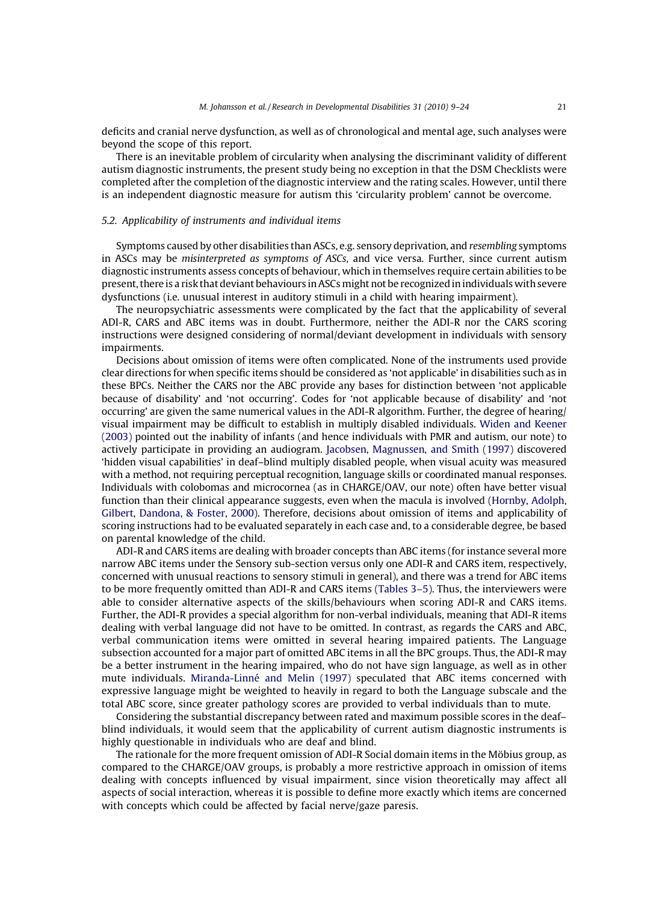deficits and cranial nerve dysfunction, as well as of chronological and mental age, such analyses were beyond the scope of this report.

There is an inevitable problem of circularity when analysing the discriminant validity of different autism diagnostic instruments, the present study being no exception in that the DSM Checklists were completed after the completion of the diagnostic interview and the rating scales. However, until there is an independent diagnostic measure for autism this 'circularity problem' cannot be overcome.

### *5.2. Applicability of instruments and individual items*

Symptoms caused by other disabilities than ASCs, e.g. sensory deprivation, and *resembling* symptoms in ASCs may be *misinterpreted as symptoms of ASCs*, and vice versa. Further, since current autism diagnostic instruments assess concepts of behaviour, which in themselves require certain abilities to be present, there is a risk that deviant behaviours in ASCs might not be recognized in individuals with severe dysfunctions (i.e. unusual interest in auditory stimuli in a child with hearing impairment).

The neuropsychiatric assessments were complicated by the fact that the applicability of several ADI-R, CARS and ABC items was in doubt. Furthermore, neither the ADI-R nor the CARS scoring instructions were designed considering of normal/deviant development in individuals with sensory impairments.

Decisions about omission of items were often complicated. None of the instruments used provide clear directions for when specific items should be considered as 'not applicable' in disabilities such as in these BPCs. Neither the CARS nor the ABC provide any bases for distinction between 'not applicable because of disability' and 'not occurring'. Codes for 'not applicable because of disability' and 'not occurring' are given the same numerical values in the ADI-R algorithm. Further, the degree of hearing/visual impairment may be difficult to establish in multiply disabled individuals. Widen and Keener (2003) pointed out the inability of infants (and hence individuals with PMR and autism, our note) to actively participate in providing an audiogram. Jacobsen, Magnussen, and Smith (1997) discovered 'hidden visual capabilities' in deaf–blind multiply disabled people, when visual acuity was measured with a method, not requiring perceptual recognition, language skills or coordinated manual responses. Individuals with colobomas and microcornea (as in CHARGE/OAV, our note) often have better visual function than their clinical appearance suggests, even when the macula is involved (Hornby, Adolph, Gilbert, Dandona, & Foster, 2000). Therefore, decisions about omission of items and applicability of scoring instructions had to be evaluated separately in each case and, to a considerable degree, be based on parental knowledge of the child.

ADI-R and CARS items are dealing with broader concepts than ABC items (for instance several more narrow ABC items under the Sensory sub-section versus only one ADI-R and CARS item, respectively, concerned with unusual reactions to sensory stimuli in general), and there was a trend for ABC items to be more frequently omitted than ADI-R and CARS items (Tables 3–5). Thus, the interviewers were able to consider alternative aspects of the skills/behaviours when scoring ADI-R and CARS items. Further, the ADI-R provides a special algorithm for non-verbal individuals, meaning that ADI-R items dealing with verbal language did not have to be omitted. In contrast, as regards the CARS and ABC, verbal communication items were omitted in several hearing impaired patients. The Language subsection accounted for a major part of omitted ABC items in all the BPC groups. Thus, the ADI-R may be a better instrument in the hearing impaired, who do not have sign language, as well as in other mute individuals. Miranda-Linné and Melin (1997) speculated that ABC items concerned with expressive language might be weighted to heavily in regard to both the Language subscale and the total ABC score, since greater pathology scores are provided to verbal individuals than to mute.

Considering the substantial discrepancy between rated and maximum possible scores in the deaf–blind individuals, it would seem that the applicability of current autism diagnostic instruments is highly questionable in individuals who are deaf and blind.

The rationale for the more frequent omission of ADI-R Social domain items in the Möbius group, as compared to the CHARGE/OAV groups, is probably a more restrictive approach in omission of items dealing with concepts influenced by visual impairment, since vision theoretically may affect all aspects of social interaction, whereas it is possible to define more exactly which items are concerned with concepts which could be affected by facial nerve/gaze paresis.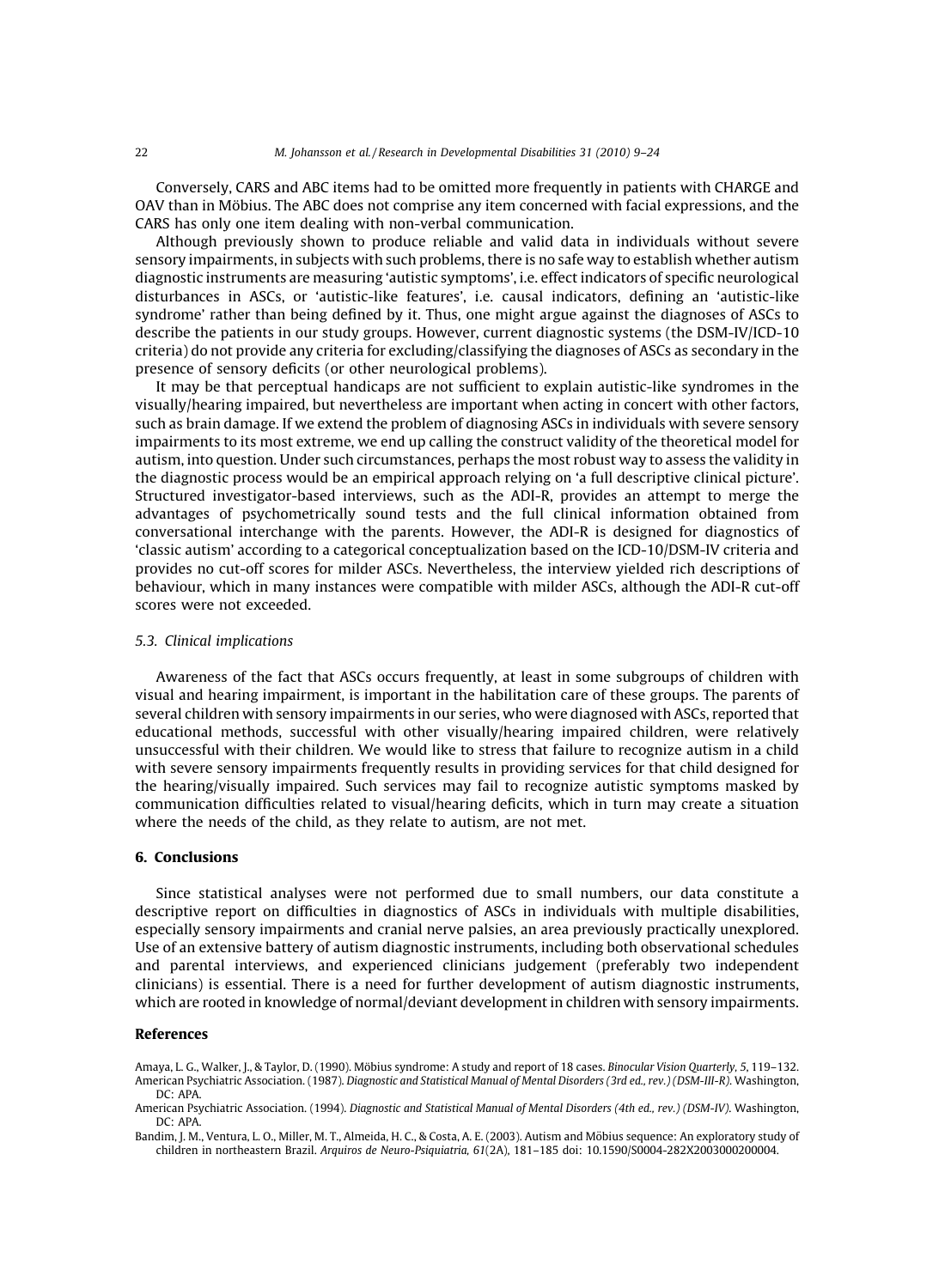Conversely, CARS and ABC items had to be omitted more frequently in patients with CHARGE and OAV than in Möbius. The ABC does not comprise any item concerned with facial expressions, and the CARS has only one item dealing with non-verbal communication.

Although previously shown to produce reliable and valid data in individuals without severe sensory impairments, in subjects with such problems, there is no safe way to establish whether autism diagnostic instruments are measuring 'autistic symptoms', i.e. effect indicators of specific neurological disturbances in ASCs, or 'autistic-like features', i.e. causal indicators, defining an 'autistic-like syndrome' rather than being defined by it. Thus, one might argue against the diagnoses of ASCs to describe the patients in our study groups. However, current diagnostic systems (the DSM-IV/ICD-10 criteria) do not provide any criteria for excluding/classifying the diagnoses of ASCs as secondary in the presence of sensory deficits (or other neurological problems).

It may be that perceptual handicaps are not sufficient to explain autistic-like syndromes in the visually/hearing impaired, but nevertheless are important when acting in concert with other factors, such as brain damage. If we extend the problem of diagnosing ASCs in individuals with severe sensory impairments to its most extreme, we end up calling the construct validity of the theoretical model for autism, into question. Under such circumstances, perhaps the most robust way to assess the validity in the diagnostic process would be an empirical approach relying on 'a full descriptive clinical picture'. Structured investigator-based interviews, such as the ADI-R, provides an attempt to merge the advantages of psychometrically sound tests and the full clinical information obtained from conversational interchange with the parents. However, the ADI-R is designed for diagnostics of 'classic autism' according to a categorical conceptualization based on the ICD-10/DSM-IV criteria and provides no cut-off scores for milder ASCs. Nevertheless, the interview yielded rich descriptions of behaviour, which in many instances were compatible with milder ASCs, although the ADI-R cut-off scores were not exceeded.

### 5.3. Clinical implications

Awareness of the fact that ASCs occurs frequently, at least in some subgroups of children with visual and hearing impairment, is important in the habilitation care of these groups. The parents of several children with sensory impairments in our series, who were diagnosed with ASCs, reported that educational methods, successful with other visually/hearing impaired children, were relatively unsuccessful with their children. We would like to stress that failure to recognize autism in a child with severe sensory impairments frequently results in providing services for that child designed for the hearing/visually impaired. Such services may fail to recognize autistic symptoms masked by communication difficulties related to visual/hearing deficits, which in turn may create a situation where the needs of the child, as they relate to autism, are not met.

## 6. Conclusions

Since statistical analyses were not performed due to small numbers, our data constitute a descriptive report on difficulties in diagnostics of ASCs in individuals with multiple disabilities, especially sensory impairments and cranial nerve palsies, an area previously practically unexplored. Use of an extensive battery of autism diagnostic instruments, including both observational schedules and parental interviews, and experienced clinicians judgement (preferably two independent clinicians) is essential. There is a need for further development of autism diagnostic instruments, which are rooted in knowledge of normal/deviant development in children with sensory impairments.

## References

Amaya, L. G., Walker, J., & Taylor, D. (1990). Möbius syndrome: A study and report of 18 cases. *Binocular Vision Quarterly, 5*, 119–132.

American Psychiatric Association. (1987). *Diagnostic and Statistical Manual of Mental Disorders (3rd ed., rev.) (DSM-III-R)*. Washington, DC: APA.

American Psychiatric Association. (1994). *Diagnostic and Statistical Manual of Mental Disorders (4th ed., rev.) (DSM-IV)*. Washington, DC: APA.

Bandim, J. M., Ventura, L. O., Miller, M. T., Almeida, H. C., & Costa, A. E. (2003). Autism and Möbius sequence: An exploratory study of children in northeastern Brazil. *Arquiros de Neuro-Psiquiatria, 61*(2A), 181–185 doi: 10.1590/S0004-282X2003000200004.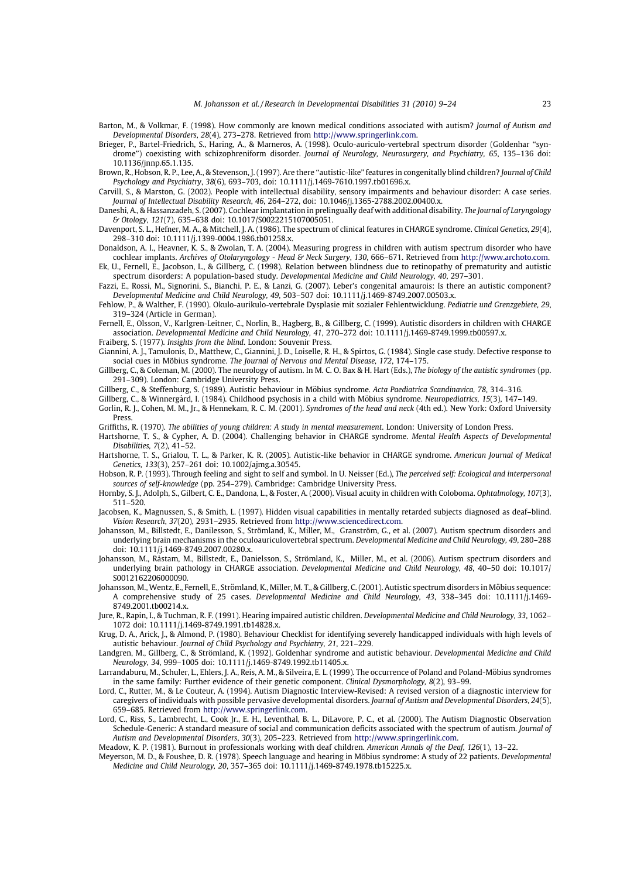Barton, M., & Volkmar, F. (1998). How commonly are known medical conditions associated with autism? *Journal of Autism and Developmental Disorders*, *28*(4), 273–278. Retrieved from http://www.springerlink.com.

Brieger, P., Bartel-Friedrich, S., Haring, A., & Marneros, A. (1998). Oculo-auriculo-vertebral spectrum disorder (Goldenhar "syndrome") coexisting with schizophreniform disorder. *Journal of Neurology, Neurosurgery, and Psychiatry*, *65*, 135–136 doi: 10.1136/jnnp.65.1.135.

Brown, R., Hobson, R. P., Lee, A., & Stevenson, J. (1997). Are there "autistic-like" features in congenitally blind children? *Journal of Child Psychology and Psychiatry*, *38*(6), 693–703, doi: 10.1111/j.1469-7610.1997.tb01696.x.

Carvill, S., & Marston, G. (2002). People with intellectual disability, sensory impairments and behaviour disorder: A case series. *Journal of Intellectual Disability Research*, *46*, 264–272, doi: 10.1046/j.1365-2788.2002.00400.x.

Daneshi, A., & Hassanzadeh, S. (2007). Cochlear implantation in prelingually deaf with additional disability. *The Journal of Laryngology & Otology*, *121*(7), 635–638 doi: 10.1017/S0022215107005051.

Davenport, S. L., Hefner, M. A., & Mitchell, J. A. (1986). The spectrum of clinical features in CHARGE syndrome. *Clinical Genetics*, *29*(4), 298–310 doi: 10.1111/j.1399-0004.1986.tb01258.x.

Donaldson, A. I., Heavner, K. S., & Zwolan, T. A. (2004). Measuring progress in children with autism spectrum disorder who have cochlear implants. *Archives of Otolaryngology - Head & Neck Surgery*, *130*, 666–671. Retrieved from http://www.archoto.com.

Ek, U., Fernell, E., Jacobson, L., & Gillberg, C. (1998). Relation between blindness due to retinopathy of prematurity and autistic spectrum disorders: A population-based study. *Developmental Medicine and Child Neurology*, *40*, 297–301.

Fazzi, E., Rossi, M., Signorini, S., Bianchi, P. E., & Lanzi, G. (2007). Leber's congenital amaurois: Is there an autistic component? *Developmental Medicine and Child Neurology*, *49*, 503–507 doi: 10.1111/j.1469-8749.2007.00503.x.

Fehlow, P., & Walther, F. (1990). Okulo-aurikulo-vertebrale Dysplasie mit sozialer Fehlentwicklung. *Pediatrie und Grenzgebiete*, *29*, 319–324 (Article in German).

Fernell, E., Olsson, V., Karlgren-Leitner, C., Norlin, B., Hagberg, B., & Gillberg, C. (1999). Autistic disorders in children with CHARGE association. *Developmental Medicine and Child Neurology*, *41*, 270–272 doi: 10.1111/j.1469-8749.1999.tb00597.x.

Fraiberg, S. (1977). *Insights from the blind*. London: Souvenir Press.

Giannini, A. J., Tamulonis, D., Matthew, C., Giannini, J. D., Loiselle, R. H., & Spirtos, G. (1984). Single case study. Defective response to social cues in Möbius syndrome. *The Journal of Nervous and Mental Disease*, *172*, 174–175.

Gillberg, C., & Coleman, M. (2000). The neurology of autism. In M. C. O. Bax & H. Hart (Eds.), *The biology of the autistic syndromes* (pp. 291–309). London: Cambridge University Press.

Gillberg, C., & Steffenburg, S. (1989). Autistic behaviour in Möbius syndrome. *Acta Paediatrica Scandinavica*, *78*, 314–316.

Gillberg, C., & Winnergård, I. (1984). Childhood psychosis in a child with Möbius syndrome. *Neuropediatrics*, *15*(3), 147–149.

Gorlin, R. J., Cohen, M. M., Jr., & Hennekam, R. C. M. (2001). *Syndromes of the head and neck* (4th ed.). New York: Oxford University Press.

Griffiths, R. (1970). *The abilities of young children: A study in mental measurement*. London: University of London Press.

Hartshorne, T. S., & Cypher, A. D. (2004). Challenging behavior in CHARGE syndrome. *Mental Health Aspects of Developmental Disabilities*, *7*(2), 41–52.

Hartshorne, T. S., Grialou, T. L., & Parker, K. R. (2005). Autistic-like behavior in CHARGE syndrome. *American Journal of Medical Genetics*, *133*(3), 257–261 doi: 10.1002/ajmg.a.30545.

Hobson, R. P. (1993). Through feeling and sight to self and symbol. In U. Neisser (Ed.), *The perceived self: Ecological and interpersonal sources of self-knowledge* (pp. 254–279). Cambridge: Cambridge University Press.

Hornby, S. J., Adolph, S., Gilbert, C. E., Dandona, L., & Foster, A. (2000). Visual acuity in children with Coloboma. *Ophtalmology*, *107*(3), 511–520.

Jacobsen, K., Magnussen, S., & Smith, L. (1997). Hidden visual capabilities in mentally retarded subjects diagnosed as deaf–blind. *Vision Research*, *37*(20), 2931–2935. Retrieved from http://www.sciencedirect.com.

Johansson, M., Billstedt, E., Danilesson, S., Strömland, K., Miller, M., Granström, G., et al. (2007). Autism spectrum disorders and underlying brain mechanisms in the oculoauriculovertebral spectrum. *Developmental Medicine and Child Neurology*, *49*, 280–288 doi: 10.1111/j.1469-8749.2007.00280.x.

Johansson, M., Råstam, M., Billstedt, E., Danielsson, S., Strömland, K., Miller, M., et al. (2006). Autism spectrum disorders and underlying brain pathology in CHARGE association. *Developmental Medicine and Child Neurology*, *48*, 40–50 doi: 10.1017/S0012162206000090.

Johansson, M., Wentz, E., Fernell, E., Strömland, K., Miller, M. T., & Gillberg, C. (2001). Autistic spectrum disorders in Möbius sequence: A comprehensive study of 25 cases. *Developmental Medicine and Child Neurology*, *43*, 338–345 doi: 10.1111/j.1469-8749.2001.tb00214.x.

Jure, R., Rapin, I., & Tuchman, R. F. (1991). Hearing impaired autistic children. *Developmental Medicine and Child Neurology*, *33*, 1062–1072 doi: 10.1111/j.1469-8749.1991.tb14828.x.

Krug, D. A., Arick, J., & Almond, P. (1980). Behaviour Checklist for identifying severely handicapped individuals with high levels of autistic behaviour. *Journal of Child Psychology and Psychiatry*, *21*, 221–229.

Landgren, M., Gillberg, C., & Strömland, K. (1992). Goldenhar syndrome and autistic behaviour. *Developmental Medicine and Child Neurology*, *34*, 999–1005 doi: 10.1111/j.1469-8749.1992.tb11405.x.

Larrandaburu, M., Schuler, L., Ehlers, J. A., Reis, A. M., & Silveira, E. L. (1999). The occurrence of Poland and Poland-Möbius syndromes in the same family: Further evidence of their genetic component. *Clinical Dysmorphology*, *8*(2), 93–99.

Lord, C., Rutter, M., & Le Couteur, A. (1994). Autism Diagnostic Interview-Revised: A revised version of a diagnostic interview for caregivers of individuals with possible pervasive developmental disorders. *Journal of Autism and Developmental Disorders*, *24*(5), 659–685. Retrieved from http://www.springerlink.com.

Lord, C., Riss, S., Lambrecht, L., Cook Jr., E. H., Leventhal, B. L., DiLavore, P. C., et al. (2000). The Autism Diagnostic Observation Schedule-Generic: A standard measure of social and communication deficits associated with the spectrum of autism. *Journal of Autism and Developmental Disorders*, *30*(3), 205–223. Retrieved from http://www.springerlink.com.

Meadow, K. P. (1981). Burnout in professionals working with deaf children. *American Annals of the Deaf*, *126*(1), 13–22.

Meyerson, M. D., & Foushee, D. R. (1978). Speech language and hearing in Möbius syndrome: A study of 22 patients. *Developmental Medicine and Child Neurology*, *20*, 357–365 doi: 10.1111/j.1469-8749.1978.tb15225.x.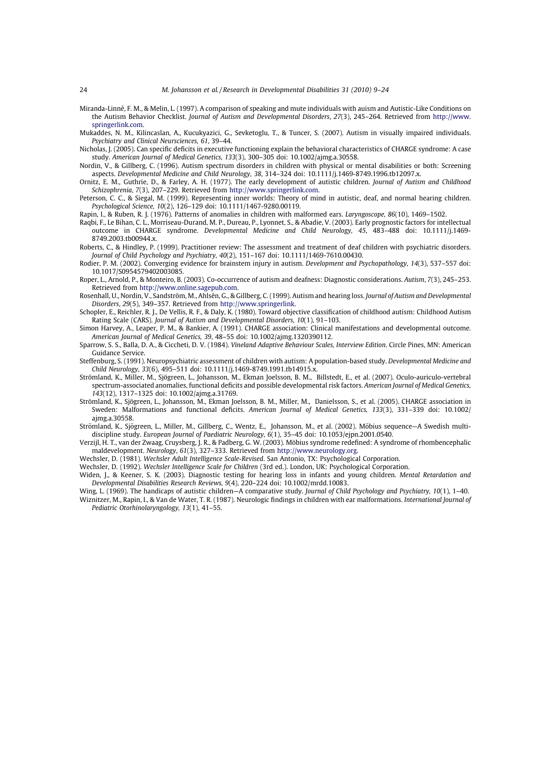Miranda-Linné, F. M., & Melin, L. (1997). A comparison of speaking and mute individuals with auism and Autistic-Like Conditions on the Autism Behavior Checklist. *Journal of Autism and Developmental Disorders*, *27*(3), 245–264. Retrieved from http://www.springerlink.com.

Mukaddes, N. M., Kilincaslan, A., Kucukyazici, G., Sevketoglu, T., & Tuncer, S. (2007). Autism in visually impaired individuals. *Psychiatry and Clinical Neursciences, 61*, 39–44.

Nicholas, J. (2005). Can specific deficits in executive functioning explain the behavioral characteristics of CHARGE syndrome: A case study. *American Journal of Medical Genetics, 133*(3), 300–305 doi: 10.1002/ajmg.a.30558.

Nordin, V., & Gillberg, C. (1996). Autism spectrum disorders in children with physical or mental disabilities or both: Screening aspects. *Developmental Medicine and Child Neurology, 38*, 314–324 doi: 10.1111/j.1469-8749.1996.tb12097.x.

Ornitz, E. M., Guthrie, D., & Farley, A. H. (1977). The early development of autistic children. *Journal of Autism and Childhood Schizophrenia, 7*(3), 207–229. Retrieved from http://www.springerlink.com.

Peterson, C. C., & Siegal, M. (1999). Representing inner worlds: Theory of mind in autistic, deaf, and normal hearing children. *Psychological Science, 10*(2), 126–129 doi: 10.1111/1467-9280.00119.

Rapin, I., & Ruben, R. J. (1976). Patterns of anomalies in children with malformed ears. *Laryngoscope, 86*(10), 1469–1502.

Raqbi, F., Le Bihan, C. L., Morriseau-Durand, M. P., Dureau, P., Lyonnet, S., & Abadie, V. (2003). Early prognostic factors for intellectual outcome in CHARGE syndrome. *Developmental Medicine and Child Neurology, 45*, 483–488 doi: 10.1111/j.1469-8749.2003.tb00944.x.

Roberts, C., & Hindley, P. (1999). Practitioner review: The assessment and treatment of deaf children with psychiatric disorders. *Journal of Child Psychology and Psychiatry, 40*(2), 151–167 doi: 10.1111/1469-7610.00430.

Rodier, P. M. (2002). Converging evidence for brainstem injury in autism. *Development and Psychopathology, 14*(3), 537–557 doi: 10.1017/S0954579402003085.

Roper, L., Arnold, P., & Monteiro, B. (2003). Co-occurrence of autism and deafness: Diagnostic considerations. *Autism, 7*(3), 245–253. Retrieved from http://www.online.sagepub.com.

Rosenhall, U., Nordin, V., Sandström, M., Ahlsén, G., & Gillberg, C. (1999). Autism and hearing loss. *Journal of Autism and Developmental Disorders, 29*(5), 349–357. Retrieved from http://www.springerlink.

Schopler, E., Reichler, R. J., De Vellis, R. F., & Daly, K. (1980). Toward objective classification of childhood autism: Childhood Autism Rating Scale (CARS). *Journal of Autism and Developmental Disorders, 10*(1), 91–103.

Simon Harvey, A., Leaper, P. M., & Bankier, A. (1991). CHARGE association: Clinical manifestations and developmental outcome. *American Journal of Medical Genetics, 39*, 48–55 doi: 10.1002/ajmg.1320390112.

Sparrow, S. S., Balla, D. A., & Ciccheti, D. V. (1984). *Vineland Adaptive Behaviour Scales, Interview Edition*. Circle Pines, MN: American Guidance Service.

Steffenburg, S. (1991). Neuropsychiatric assessment of children with autism: A population-based study. *Developmental Medicine and Child Neurology, 33*(6), 495–511 doi: 10.1111/j.1469-8749.1991.tb14915.x.

Strömland, K., Miller, M., Sjögreen, L., Johansson, M., Ekman Joelsson, B. M., Billstedt, E., et al. (2007). Oculo-auriculo-vertebral spectrum-associated anomalies, functional deficits and possible developmental risk factors. *American Journal of Medical Genetics, 143*(12), 1317–1325 doi: 10.1002/ajmg.a.31769.

Strömland, K., Sjögreen, L., Johansson, M., Ekman Joelsson, B. M., Miller, M., Danielsson, S., et al. (2005). CHARGE association in Sweden: Malformations and functional deficits. *American Journal of Medical Genetics, 133*(3), 331–339 doi: 10.1002/ajmg.a.30558.

Strömland, K., Sjögreen, L., Miller, M., Gillberg, C., Wentz, E., Johansson, M., et al. (2002). Möbius sequence—A Swedish multi-discipline study. *European Journal of Paediatric Neurology, 6*(1), 35–45 doi: 10.1053/ejpn.2001.0540.

Verzijl, H. T., van der Zwaag, Cruysberg, J. R., & Padberg, G. W. (2003). Möbius syndrome redefined: A syndrome of rhombencephalic maldevelopment. *Neurology, 61*(3), 327–333. Retrieved from http://www.neurology.org.

Wechsler, D. (1981). *Wechsler Adult Intelligence Scale-Revised*. San Antonio, TX: Psychological Corporation.

Wechsler, D. (1992). *Wechsler Intelligence Scale for Children* (3rd ed.). London, UK: Psychological Corporation.

Widen, J., & Keener, S. K. (2003). Diagnostic testing for hearing loss in infants and young children. *Mental Retardation and Developmental Disabilities Research Reviews, 9*(4), 220–224 doi: 10.1002/mrdd.10083.

Wing, L. (1969). The handicaps of autistic children—A comparative study. *Journal of Child Psychology and Psychiatry, 10*(1), 1–40.

Wiznitzer, M., Rapin, I., & Van de Water, T. R. (1987). Neurologic findings in children with ear malformations. *International Journal of Pediatric Otorhinolaryngology, 13*(1), 41–55.